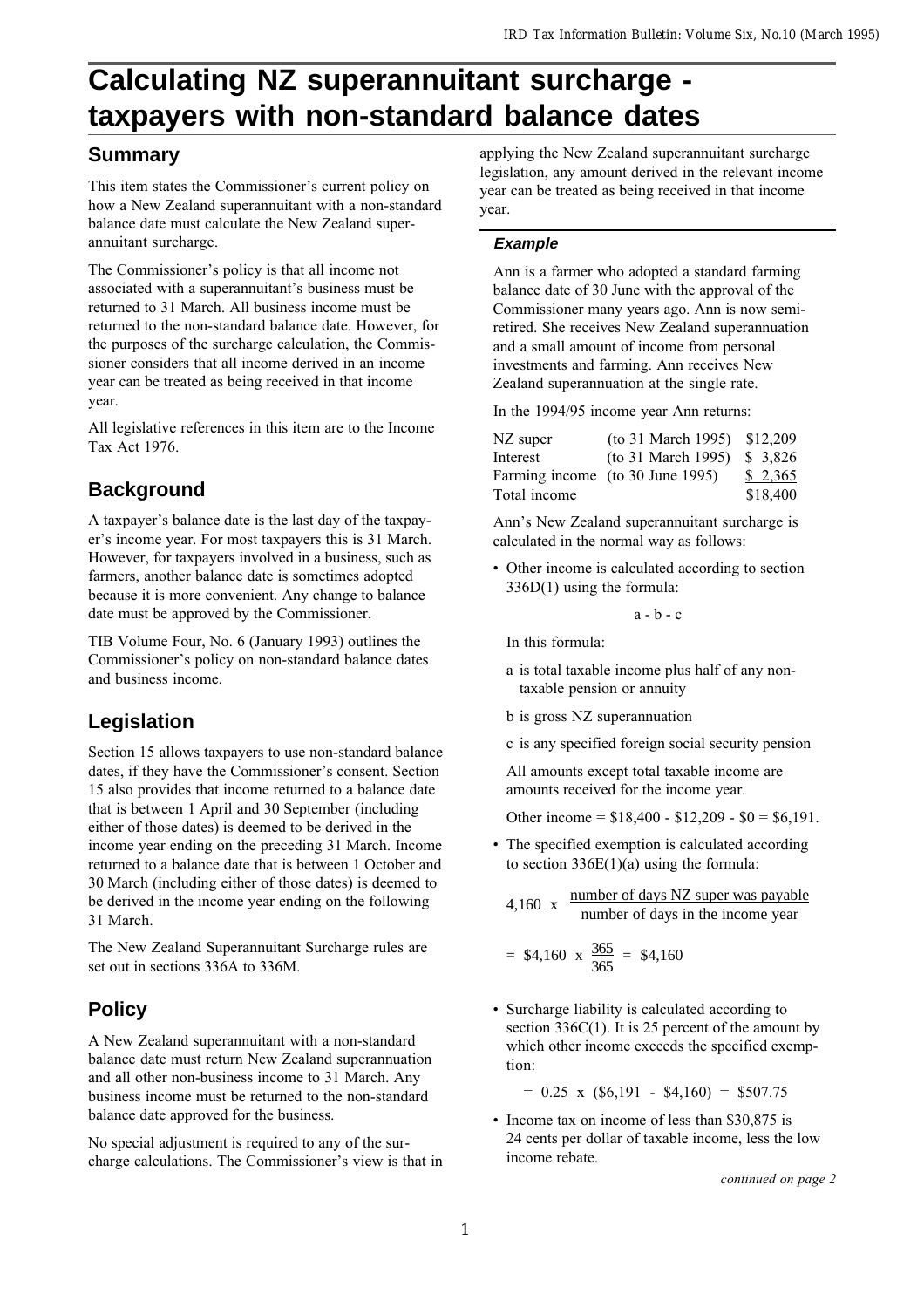# Calculating NZ superannuitant surcharge - taxpayers with non-standard balance dates

## Summary

This item states the Commissioner's current policy on how a New Zealand superannuitant with a non-standard balance date must calculate the New Zealand superannuitant surcharge.

The Commissioner's policy is that all income not associated with a superannuitant's business must be returned to 31 March. All business income must be returned to the non-standard balance date. However, for the purposes of the surcharge calculation, the Commissioner considers that all income derived in an income year can be treated as being received in that income year.

All legislative references in this item are to the Income Tax Act 1976.

## Background

A taxpayer's balance date is the last day of the taxpayer's income year. For most taxpayers this is 31 March. However, for taxpayers involved in a business, such as farmers, another balance date is sometimes adopted because it is more convenient. Any change to balance date must be approved by the Commissioner.

TIB Volume Four, No. 6 (January 1993) outlines the Commissioner's policy on non-standard balance dates and business income.

## Legislation

Section 15 allows taxpayers to use non-standard balance dates, if they have the Commissioner's consent. Section 15 also provides that income returned to a balance date that is between 1 April and 30 September (including either of those dates) is deemed to be derived in the income year ending on the preceding 31 March. Income returned to a balance date that is between 1 October and 30 March (including either of those dates) is deemed to be derived in the income year ending on the following 31 March.

The New Zealand Superannuitant Surcharge rules are set out in sections 336A to 336M.

## Policy

A New Zealand superannuitant with a non-standard balance date must return New Zealand superannuation and all other non-business income to 31 March. Any business income must be returned to the non-standard balance date approved for the business.

No special adjustment is required to any of the surcharge calculations. The Commissioner's view is that in applying the New Zealand superannuitant surcharge legislation, any amount derived in the relevant income year can be treated as being received in that income year.

### *Example*

Ann is a farmer who adopted a standard farming balance date of 30 June with the approval of the Commissioner many years ago. Ann is now semi-retired. She receives New Zealand superannuation and a small amount of income from personal investments and farming. Ann receives New Zealand superannuation at the single rate.

In the 1994/95 income year Ann returns:

| | | |
|---|---|---|
| NZ super | (to 31 March 1995) | $12,209 |
| Interest | (to 31 March 1995) | $ 3,826 |
| Farming income | (to 30 June 1995) | $ 2,365 |
| Total income | | $18,400 |

Ann's New Zealand superannuitant surcharge is calculated in the normal way as follows:

- Other income is calculated according to section 336D(1) using the formula:

  $$a - b - c$$

  In this formula:

  a is total taxable income plus half of any non-taxable pension or annuity

  b is gross NZ superannuation

  c is any specified foreign social security pension

  All amounts except total taxable income are amounts received for the income year.

  Other income = $18,400 - $12,209 - $0 = $6,191.

- The specified exemption is calculated according to section 336E(1)(a) using the formula:

  $$4{,}160 \times \frac{\text{number of days NZ super was payable}}{\text{number of days in the income year}}$$

  $$= \$4{,}160 \times \frac{365}{365} = \$4{,}160$$

- Surcharge liability is calculated according to section 336C(1). It is 25 percent of the amount by which other income exceeds the specified exemption:

  $$= 0.25 \times (\$6{,}191 - \$4{,}160) = \$507.75$$

- Income tax on income of less than $30,875 is 24 cents per dollar of taxable income, less the low income rebate.

*continued on page 2*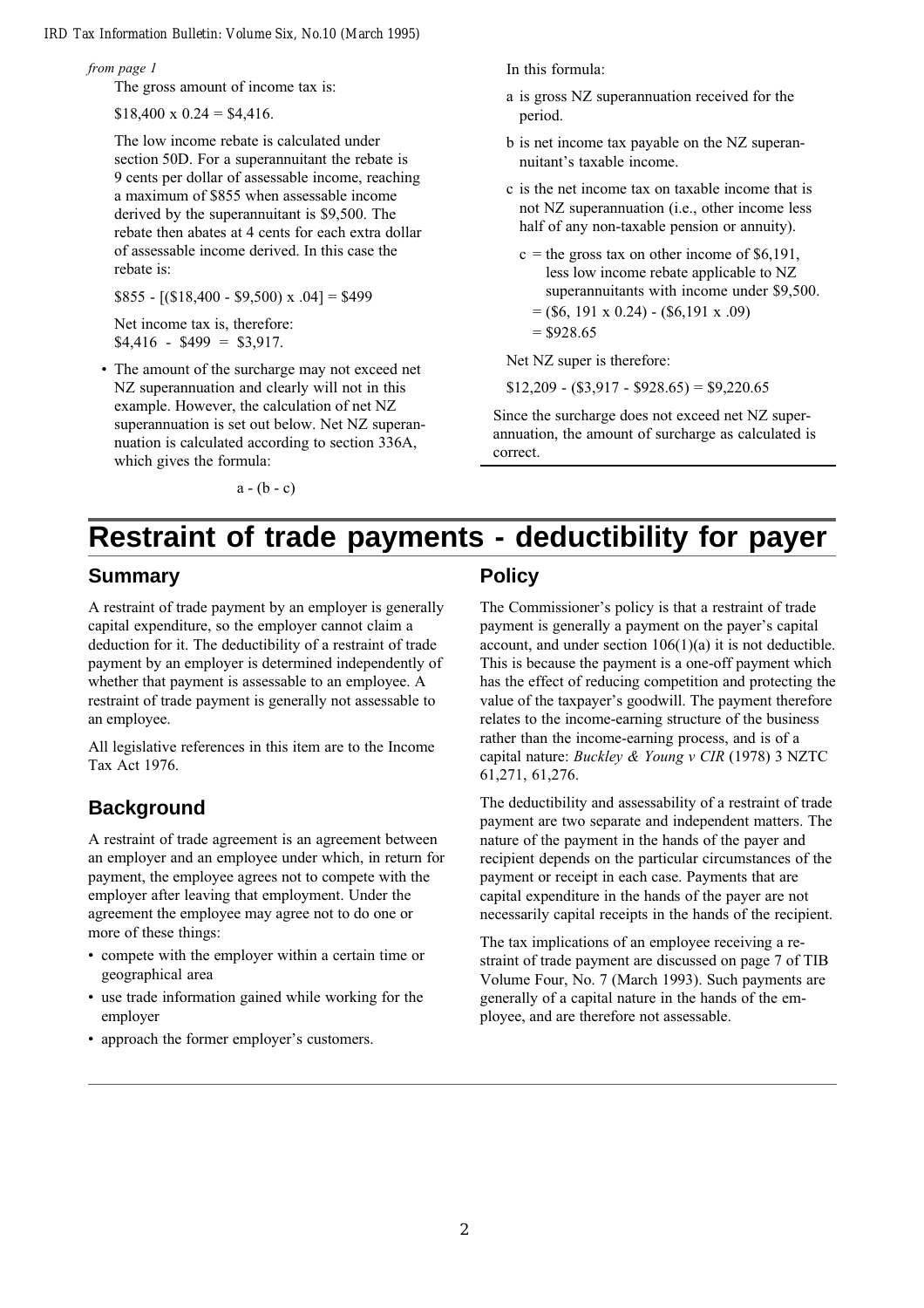*from page 1*

The gross amount of income tax is:

$18,400 x 0.24 = $4,416.

The low income rebate is calculated under section 50D. For a superannuitant the rebate is 9 cents per dollar of assessable income, reaching a maximum of $855 when assessable income derived by the superannuitant is $9,500. The rebate then abates at 4 cents for each extra dollar of assessable income derived. In this case the rebate is:

$855 - [($18,400 - $9,500) x .04] = $499

Net income tax is, therefore:
$4,416 - $499 = $3,917.

- The amount of the surcharge may not exceed net NZ superannuation and clearly will not in this example. However, the calculation of net NZ superannuation is set out below. Net NZ superannuation is calculated according to section 336A, which gives the formula:

$$a - (b - c)$$

In this formula:

a is gross NZ superannuation received for the period.

b is net income tax payable on the NZ superannuitant's taxable income.

c is the net income tax on taxable income that is not NZ superannuation (i.e., other income less half of any non-taxable pension or annuity).

c = the gross tax on other income of $6,191, less low income rebate applicable to NZ superannuitants with income under $9,500.
= ($6, 191 x 0.24) - ($6,191 x .09)
= $928.65

Net NZ super is therefore:

$12,209 - ($3,917 - $928.65) = $9,220.65

Since the surcharge does not exceed net NZ superannuation, the amount of surcharge as calculated is correct.

# Restraint of trade payments - deductibility for payer

## Summary

A restraint of trade payment by an employer is generally capital expenditure, so the employer cannot claim a deduction for it. The deductibility of a restraint of trade payment by an employer is determined independently of whether that payment is assessable to an employee. A restraint of trade payment is generally not assessable to an employee.

All legislative references in this item are to the Income Tax Act 1976.

## Background

A restraint of trade agreement is an agreement between an employer and an employee under which, in return for payment, the employee agrees not to compete with the employer after leaving that employment. Under the agreement the employee may agree not to do one or more of these things:

- compete with the employer within a certain time or geographical area
- use trade information gained while working for the employer
- approach the former employer's customers.

## Policy

The Commissioner's policy is that a restraint of trade payment is generally a payment on the payer's capital account, and under section 106(1)(a) it is not deductible. This is because the payment is a one-off payment which has the effect of reducing competition and protecting the value of the taxpayer's goodwill. The payment therefore relates to the income-earning structure of the business rather than the income-earning process, and is of a capital nature: *Buckley & Young v CIR* (1978) 3 NZTC 61,271, 61,276.

The deductibility and assessability of a restraint of trade payment are two separate and independent matters. The nature of the payment in the hands of the payer and recipient depends on the particular circumstances of the payment or receipt in each case. Payments that are capital expenditure in the hands of the payer are not necessarily capital receipts in the hands of the recipient.

The tax implications of an employee receiving a restraint of trade payment are discussed on page 7 of TIB Volume Four, No. 7 (March 1993). Such payments are generally of a capital nature in the hands of the employee, and are therefore not assessable.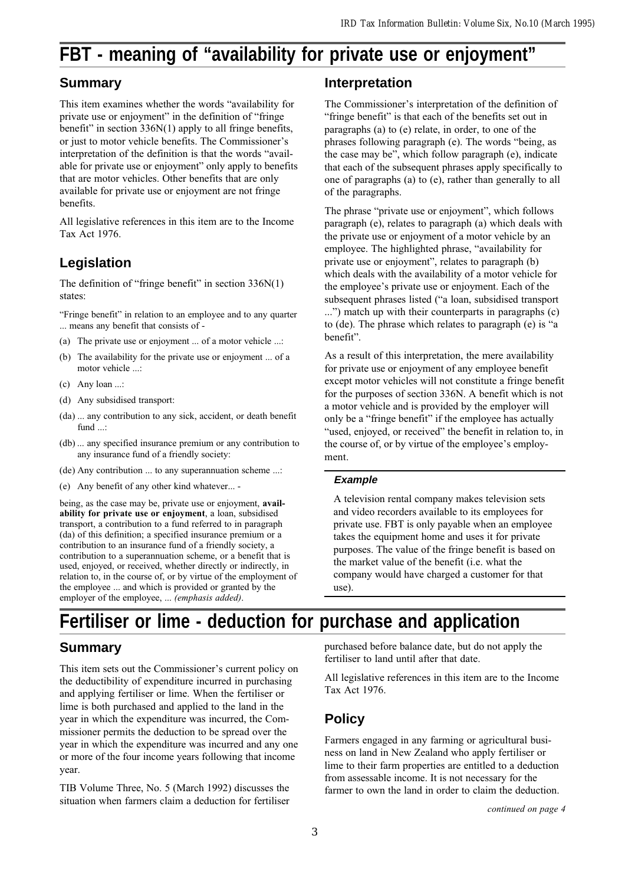# FBT - meaning of "availability for private use or enjoyment"

## Summary

This item examines whether the words "availability for private use or enjoyment" in the definition of "fringe benefit" in section 336N(1) apply to all fringe benefits, or just to motor vehicle benefits. The Commissioner's interpretation of the definition is that the words "available for private use or enjoyment" only apply to benefits that are motor vehicles. Other benefits that are only available for private use or enjoyment are not fringe benefits.

All legislative references in this item are to the Income Tax Act 1976.

## Legislation

The definition of "fringe benefit" in section 336N(1) states:

"Fringe benefit" in relation to an employee and to any quarter ... means any benefit that consists of -

(a) The private use or enjoyment ... of a motor vehicle ...:

(b) The availability for the private use or enjoyment ... of a motor vehicle ...:

(c) Any loan ...:

(d) Any subsidised transport:

(da) ... any contribution to any sick, accident, or death benefit fund ...:

(db) ... any specified insurance premium or any contribution to any insurance fund of a friendly society:

(de) Any contribution ... to any superannuation scheme ...:

(e) Any benefit of any other kind whatever... -

being, as the case may be, private use or enjoyment, **availability for private use or enjoyment**, a loan, subsidised transport, a contribution to a fund referred to in paragraph (da) of this definition; a specified insurance premium or a contribution to an insurance fund of a friendly society, a contribution to a superannuation scheme, or a benefit that is used, enjoyed, or received, whether directly or indirectly, in relation to, in the course of, or by virtue of the employment of the employee ... and which is provided or granted by the employer of the employee, ... *(emphasis added)*.

## Interpretation

The Commissioner's interpretation of the definition of "fringe benefit" is that each of the benefits set out in paragraphs (a) to (e) relate, in order, to one of the phrases following paragraph (e). The words "being, as the case may be", which follow paragraph (e), indicate that each of the subsequent phrases apply specifically to one of paragraphs (a) to (e), rather than generally to all of the paragraphs.

The phrase "private use or enjoyment", which follows paragraph (e), relates to paragraph (a) which deals with the private use or enjoyment of a motor vehicle by an employee. The highlighted phrase, "availability for private use or enjoyment", relates to paragraph (b) which deals with the availability of a motor vehicle for the employee's private use or enjoyment. Each of the subsequent phrases listed ("a loan, subsidised transport ...") match up with their counterparts in paragraphs (c) to (de). The phrase which relates to paragraph (e) is "a benefit".

As a result of this interpretation, the mere availability for private use or enjoyment of any employee benefit except motor vehicles will not constitute a fringe benefit for the purposes of section 336N. A benefit which is not a motor vehicle and is provided by the employer will only be a "fringe benefit" if the employee has actually "used, enjoyed, or received" the benefit in relation to, in the course of, or by virtue of the employee's employment.

### *Example*

A television rental company makes television sets and video recorders available to its employees for private use. FBT is only payable when an employee takes the equipment home and uses it for private purposes. The value of the fringe benefit is based on the market value of the benefit (i.e. what the company would have charged a customer for that use).

# Fertiliser or lime - deduction for purchase and application

## Summary

This item sets out the Commissioner's current policy on the deductibility of expenditure incurred in purchasing and applying fertiliser or lime. When the fertiliser or lime is both purchased and applied to the land in the year in which the expenditure was incurred, the Commissioner permits the deduction to be spread over the year in which the expenditure was incurred and any one or more of the four income years following that income year.

TIB Volume Three, No. 5 (March 1992) discusses the situation when farmers claim a deduction for fertiliser purchased before balance date, but do not apply the fertiliser to land until after that date.

All legislative references in this item are to the Income Tax Act 1976.

## Policy

Farmers engaged in any farming or agricultural business on land in New Zealand who apply fertiliser or lime to their farm properties are entitled to a deduction from assessable income. It is not necessary for the farmer to own the land in order to claim the deduction.

*continued on page 4*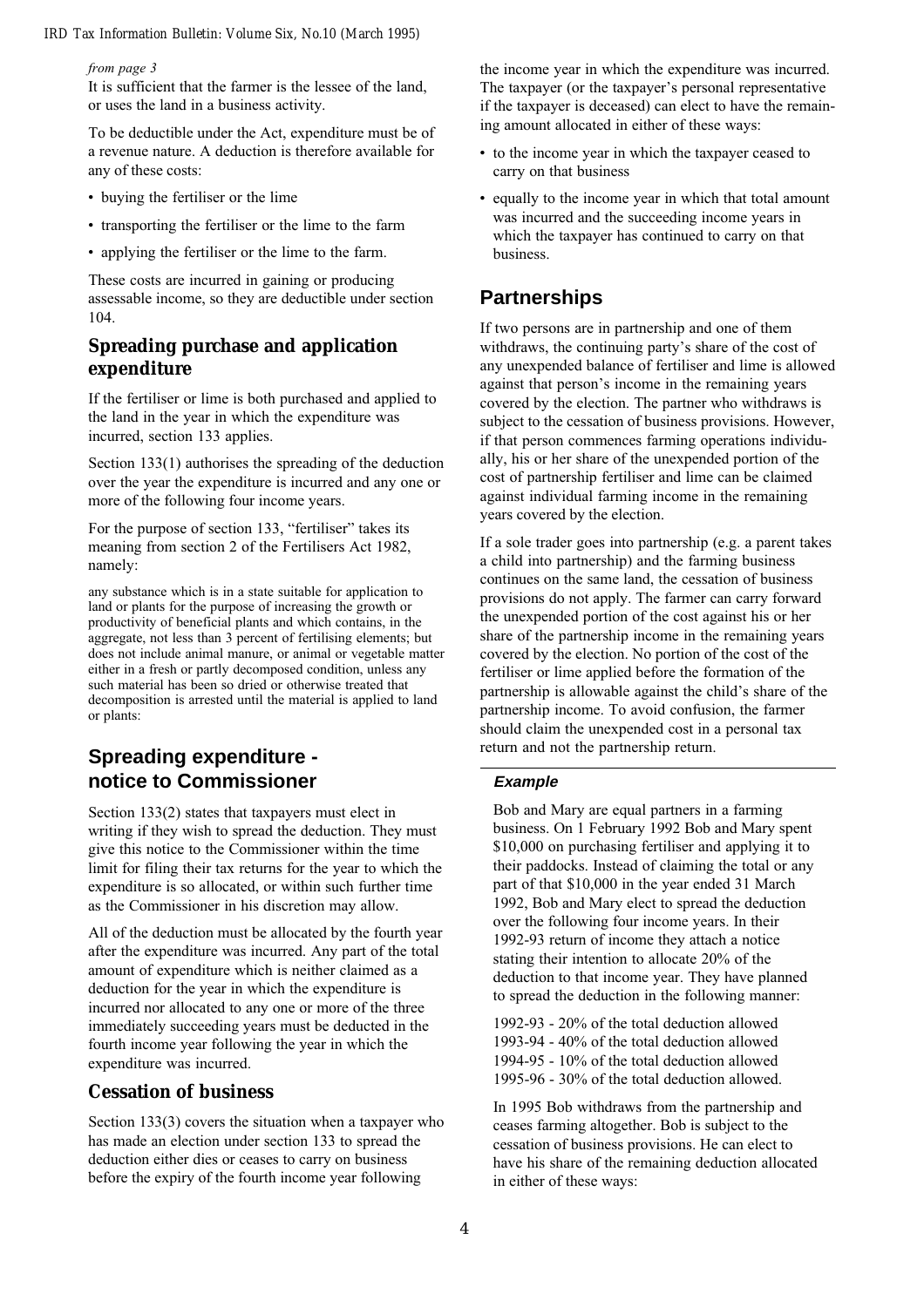*from page 3*

It is sufficient that the farmer is the lessee of the land, or uses the land in a business activity.

To be deductible under the Act, expenditure must be of a revenue nature. A deduction is therefore available for any of these costs:

- buying the fertiliser or the lime
- transporting the fertiliser or the lime to the farm
- applying the fertiliser or the lime to the farm.

These costs are incurred in gaining or producing assessable income, so they are deductible under section 104.

### Spreading purchase and application expenditure

If the fertiliser or lime is both purchased and applied to the land in the year in which the expenditure was incurred, section 133 applies.

Section 133(1) authorises the spreading of the deduction over the year the expenditure is incurred and any one or more of the following four income years.

For the purpose of section 133, "fertiliser" takes its meaning from section 2 of the Fertilisers Act 1982, namely:

any substance which is in a state suitable for application to land or plants for the purpose of increasing the growth or productivity of beneficial plants and which contains, in the aggregate, not less than 3 percent of fertilising elements; but does not include animal manure, or animal or vegetable matter either in a fresh or partly decomposed condition, unless any such material has been so dried or otherwise treated that decomposition is arrested until the material is applied to land or plants:

## Spreading expenditure - notice to Commissioner

Section 133(2) states that taxpayers must elect in writing if they wish to spread the deduction. They must give this notice to the Commissioner within the time limit for filing their tax returns for the year to which the expenditure is so allocated, or within such further time as the Commissioner in his discretion may allow.

All of the deduction must be allocated by the fourth year after the expenditure was incurred. Any part of the total amount of expenditure which is neither claimed as a deduction for the year in which the expenditure is incurred nor allocated to any one or more of the three immediately succeeding years must be deducted in the fourth income year following the year in which the expenditure was incurred.

### Cessation of business

Section 133(3) covers the situation when a taxpayer who has made an election under section 133 to spread the deduction either dies or ceases to carry on business before the expiry of the fourth income year following the income year in which the expenditure was incurred. The taxpayer (or the taxpayer's personal representative if the taxpayer is deceased) can elect to have the remaining amount allocated in either of these ways:

- to the income year in which the taxpayer ceased to carry on that business
- equally to the income year in which that total amount was incurred and the succeeding income years in which the taxpayer has continued to carry on that business.

## Partnerships

If two persons are in partnership and one of them withdraws, the continuing party's share of the cost of any unexpended balance of fertiliser and lime is allowed against that person's income in the remaining years covered by the election. The partner who withdraws is subject to the cessation of business provisions. However, if that person commences farming operations individually, his or her share of the unexpended portion of the cost of partnership fertiliser and lime can be claimed against individual farming income in the remaining years covered by the election.

If a sole trader goes into partnership (e.g. a parent takes a child into partnership) and the farming business continues on the same land, the cessation of business provisions do not apply. The farmer can carry forward the unexpended portion of the cost against his or her share of the partnership income in the remaining years covered by the election. No portion of the cost of the fertiliser or lime applied before the formation of the partnership is allowable against the child's share of the partnership income. To avoid confusion, the farmer should claim the unexpended cost in a personal tax return and not the partnership return.

#### *Example*

Bob and Mary are equal partners in a farming business. On 1 February 1992 Bob and Mary spent \$10,000 on purchasing fertiliser and applying it to their paddocks. Instead of claiming the total or any part of that \$10,000 in the year ended 31 March 1992, Bob and Mary elect to spread the deduction over the following four income years. In their 1992-93 return of income they attach a notice stating their intention to allocate 20% of the deduction to that income year. They have planned to spread the deduction in the following manner:

1992-93 - 20% of the total deduction allowed
1993-94 - 40% of the total deduction allowed
1994-95 - 10% of the total deduction allowed
1995-96 - 30% of the total deduction allowed.

In 1995 Bob withdraws from the partnership and ceases farming altogether. Bob is subject to the cessation of business provisions. He can elect to have his share of the remaining deduction allocated in either of these ways: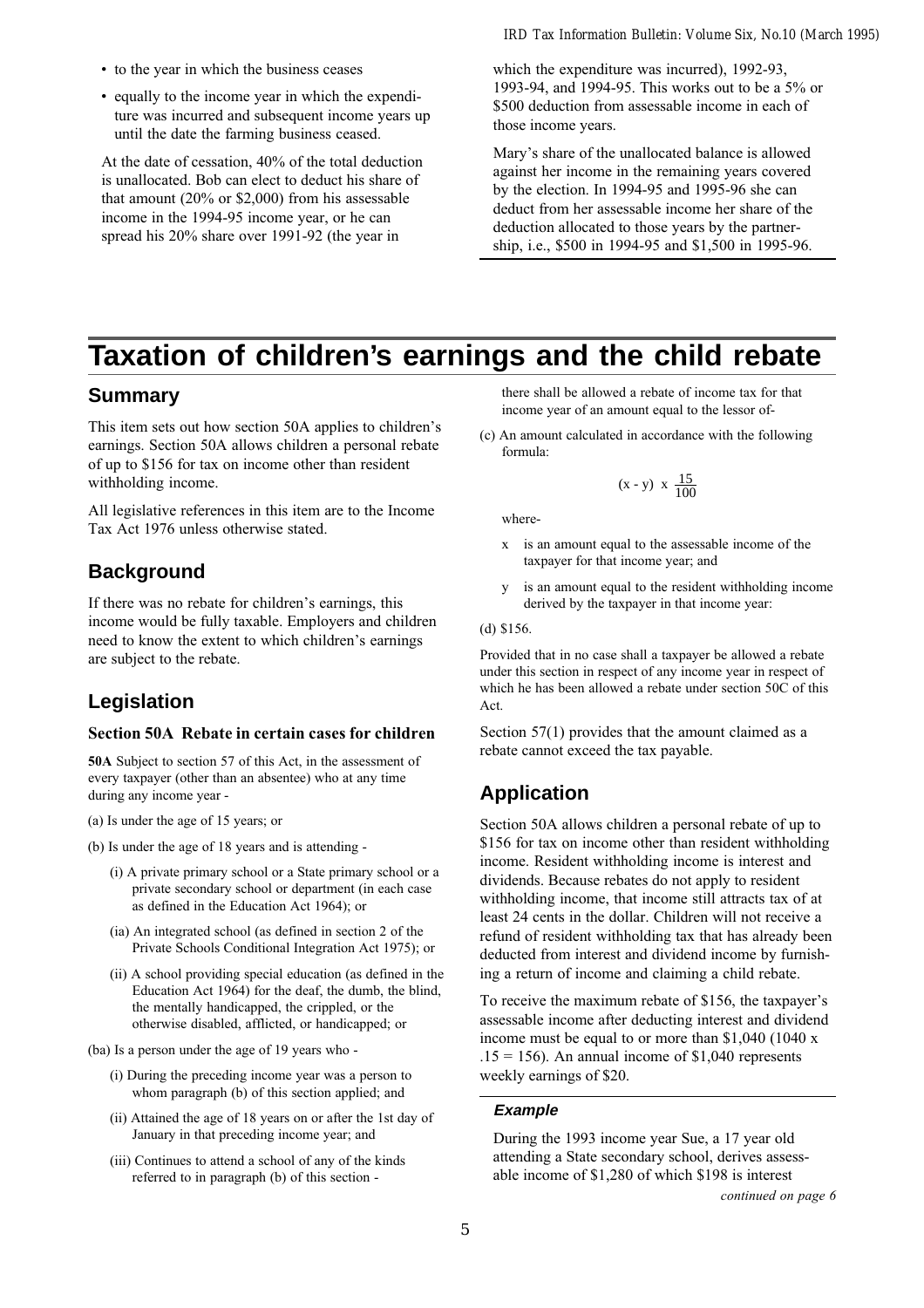- to the year in which the business ceases
- equally to the income year in which the expenditure was incurred and subsequent income years up until the date the farming business ceased.

At the date of cessation, 40% of the total deduction is unallocated. Bob can elect to deduct his share of that amount (20% or $2,000) from his assessable income in the 1994-95 income year, or he can spread his 20% share over 1991-92 (the year in which the expenditure was incurred), 1992-93, 1993-94, and 1994-95. This works out to be a 5% or $500 deduction from assessable income in each of those income years.

Mary's share of the unallocated balance is allowed against her income in the remaining years covered by the election. In 1994-95 and 1995-96 she can deduct from her assessable income her share of the deduction allocated to those years by the partnership, i.e., $500 in 1994-95 and $1,500 in 1995-96.

# Taxation of children's earnings and the child rebate

## Summary

This item sets out how section 50A applies to children's earnings. Section 50A allows children a personal rebate of up to $156 for tax on income other than resident withholding income.

All legislative references in this item are to the Income Tax Act 1976 unless otherwise stated.

## Background

If there was no rebate for children's earnings, this income would be fully taxable. Employers and children need to know the extent to which children's earnings are subject to the rebate.

## Legislation

### Section 50A Rebate in certain cases for children

**50A** Subject to section 57 of this Act, in the assessment of every taxpayer (other than an absentee) who at any time during any income year -

(a) Is under the age of 15 years; or

(b) Is under the age of 18 years and is attending -

(i) A private primary school or a State primary school or a private secondary school or department (in each case as defined in the Education Act 1964); or

(ia) An integrated school (as defined in section 2 of the Private Schools Conditional Integration Act 1975); or

(ii) A school providing special education (as defined in the Education Act 1964) for the deaf, the dumb, the blind, the mentally handicapped, the crippled, or the otherwise disabled, afflicted, or handicapped; or

(ba) Is a person under the age of 19 years who -

(i) During the preceding income year was a person to whom paragraph (b) of this section applied; and

(ii) Attained the age of 18 years on or after the 1st day of January in that preceding income year; and

(iii) Continues to attend a school of any of the kinds referred to in paragraph (b) of this section -

there shall be allowed a rebate of income tax for that income year of an amount equal to the lessor of-

(c) An amount calculated in accordance with the following formula:

$$(x - y) \times \frac{15}{100}$$

where-

x is an amount equal to the assessable income of the taxpayer for that income year; and

y is an amount equal to the resident withholding income derived by the taxpayer in that income year:

(d) $156.

Provided that in no case shall a taxpayer be allowed a rebate under this section in respect of any income year in respect of which he has been allowed a rebate under section 50C of this Act.

Section 57(1) provides that the amount claimed as a rebate cannot exceed the tax payable.

## Application

Section 50A allows children a personal rebate of up to $156 for tax on income other than resident withholding income. Resident withholding income is interest and dividends. Because rebates do not apply to resident withholding income, that income still attracts tax of at least 24 cents in the dollar. Children will not receive a refund of resident withholding tax that has already been deducted from interest and dividend income by furnishing a return of income and claiming a child rebate.

To receive the maximum rebate of $156, the taxpayer's assessable income after deducting interest and dividend income must be equal to or more than $1,040 (1040 x .15 = 156). An annual income of $1,040 represents weekly earnings of $20.

**_Example_**

During the 1993 income year Sue, a 17 year old attending a State secondary school, derives assessable income of $1,280 of which $198 is interest

*continued on page 6*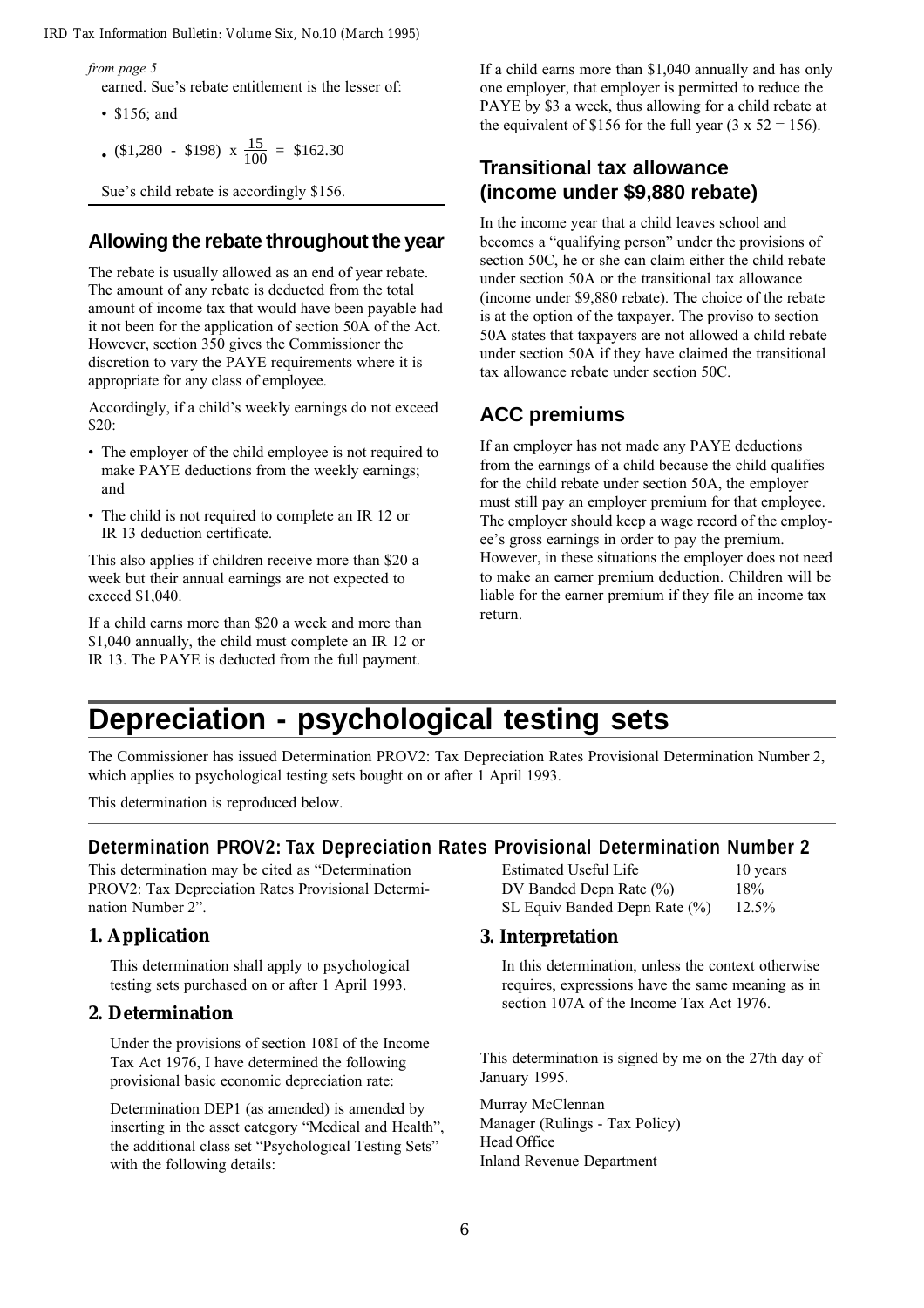*from page 5*

earned. Sue's rebate entitlement is the lesser of:

- \$156; and
- $(\$1,280 - \$198) \times \frac{15}{100} = \$162.30$

Sue's child rebate is accordingly \$156.

## Allowing the rebate throughout the year

The rebate is usually allowed as an end of year rebate. The amount of any rebate is deducted from the total amount of income tax that would have been payable had it not been for the application of section 50A of the Act. However, section 350 gives the Commissioner the discretion to vary the PAYE requirements where it is appropriate for any class of employee.

Accordingly, if a child's weekly earnings do not exceed \$20:

- The employer of the child employee is not required to make PAYE deductions from the weekly earnings; and
- The child is not required to complete an IR 12 or IR 13 deduction certificate.

This also applies if children receive more than \$20 a week but their annual earnings are not expected to exceed \$1,040.

If a child earns more than \$20 a week and more than \$1,040 annually, the child must complete an IR 12 or IR 13. The PAYE is deducted from the full payment.

If a child earns more than \$1,040 annually and has only one employer, that employer is permitted to reduce the PAYE by \$3 a week, thus allowing for a child rebate at the equivalent of \$156 for the full year (3 x 52 = 156).

## Transitional tax allowance (income under \$9,880 rebate)

In the income year that a child leaves school and becomes a "qualifying person" under the provisions of section 50C, he or she can claim either the child rebate under section 50A or the transitional tax allowance (income under \$9,880 rebate). The choice of the rebate is at the option of the taxpayer. The proviso to section 50A states that taxpayers are not allowed a child rebate under section 50A if they have claimed the transitional tax allowance rebate under section 50C.

## ACC premiums

If an employer has not made any PAYE deductions from the earnings of a child because the child qualifies for the child rebate under section 50A, the employer must still pay an employer premium for that employee. The employer should keep a wage record of the employee's gross earnings in order to pay the premium. However, in these situations the employer does not need to make an earner premium deduction. Children will be liable for the earner premium if they file an income tax return.

# Depreciation - psychological testing sets

The Commissioner has issued Determination PROV2: Tax Depreciation Rates Provisional Determination Number 2, which applies to psychological testing sets bought on or after 1 April 1993.

This determination is reproduced below.

## Determination PROV2: Tax Depreciation Rates Provisional Determination Number 2

This determination may be cited as "Determination PROV2: Tax Depreciation Rates Provisional Determination Number 2".

### 1. Application

This determination shall apply to psychological testing sets purchased on or after 1 April 1993.

### 2. Determination

Under the provisions of section 108I of the Income Tax Act 1976, I have determined the following provisional basic economic depreciation rate:

Determination DEP1 (as amended) is amended by inserting in the asset category "Medical and Health", the additional class set "Psychological Testing Sets" with the following details:

| | |
|---|---|
| Estimated Useful Life | 10 years |
| DV Banded Depn Rate (%) | 18% |
| SL Equiv Banded Depn Rate (%) | 12.5% |

### 3. Interpretation

In this determination, unless the context otherwise requires, expressions have the same meaning as in section 107A of the Income Tax Act 1976.

This determination is signed by me on the 27th day of January 1995.

Murray McClennan
Manager (Rulings - Tax Policy)
Head Office
Inland Revenue Department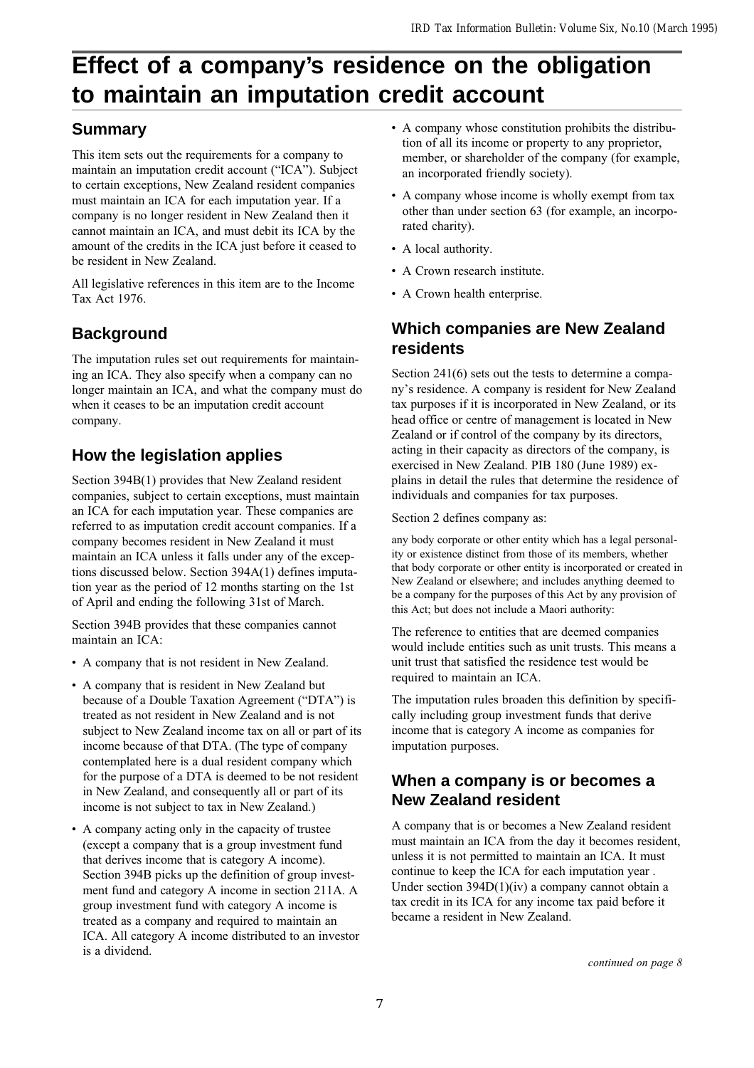# Effect of a company's residence on the obligation to maintain an imputation credit account

## Summary

This item sets out the requirements for a company to maintain an imputation credit account ("ICA"). Subject to certain exceptions, New Zealand resident companies must maintain an ICA for each imputation year. If a company is no longer resident in New Zealand then it cannot maintain an ICA, and must debit its ICA by the amount of the credits in the ICA just before it ceased to be resident in New Zealand.

All legislative references in this item are to the Income Tax Act 1976.

## Background

The imputation rules set out requirements for maintaining an ICA. They also specify when a company can no longer maintain an ICA, and what the company must do when it ceases to be an imputation credit account company.

## How the legislation applies

Section 394B(1) provides that New Zealand resident companies, subject to certain exceptions, must maintain an ICA for each imputation year. These companies are referred to as imputation credit account companies. If a company becomes resident in New Zealand it must maintain an ICA unless it falls under any of the exceptions discussed below. Section 394A(1) defines imputation year as the period of 12 months starting on the 1st of April and ending the following 31st of March.

Section 394B provides that these companies cannot maintain an ICA:

- A company that is not resident in New Zealand.
- A company that is resident in New Zealand but because of a Double Taxation Agreement ("DTA") is treated as not resident in New Zealand and is not subject to New Zealand income tax on all or part of its income because of that DTA. (The type of company contemplated here is a dual resident company which for the purpose of a DTA is deemed to be not resident in New Zealand, and consequently all or part of its income is not subject to tax in New Zealand.)
- A company acting only in the capacity of trustee (except a company that is a group investment fund that derives income that is category A income). Section 394B picks up the definition of group investment fund and category A income in section 211A. A group investment fund with category A income is treated as a company and required to maintain an ICA. All category A income distributed to an investor is a dividend.
- A company whose constitution prohibits the distribution of all its income or property to any proprietor, member, or shareholder of the company (for example, an incorporated friendly society).
- A company whose income is wholly exempt from tax other than under section 63 (for example, an incorporated charity).
- A local authority.
- A Crown research institute.
- A Crown health enterprise.

## Which companies are New Zealand residents

Section 241(6) sets out the tests to determine a company's residence. A company is resident for New Zealand tax purposes if it is incorporated in New Zealand, or its head office or centre of management is located in New Zealand or if control of the company by its directors, acting in their capacity as directors of the company, is exercised in New Zealand. PIB 180 (June 1989) explains in detail the rules that determine the residence of individuals and companies for tax purposes.

Section 2 defines company as:

> any body corporate or other entity which has a legal personality or existence distinct from those of its members, whether that body corporate or other entity is incorporated or created in New Zealand or elsewhere; and includes anything deemed to be a company for the purposes of this Act by any provision of this Act; but does not include a Maori authority:

The reference to entities that are deemed companies would include entities such as unit trusts. This means a unit trust that satisfied the residence test would be required to maintain an ICA.

The imputation rules broaden this definition by specifically including group investment funds that derive income that is category A income as companies for imputation purposes.

## When a company is or becomes a New Zealand resident

A company that is or becomes a New Zealand resident must maintain an ICA from the day it becomes resident, unless it is not permitted to maintain an ICA. It must continue to keep the ICA for each imputation year . Under section 394D(1)(iv) a company cannot obtain a tax credit in its ICA for any income tax paid before it became a resident in New Zealand.

*continued on page 8*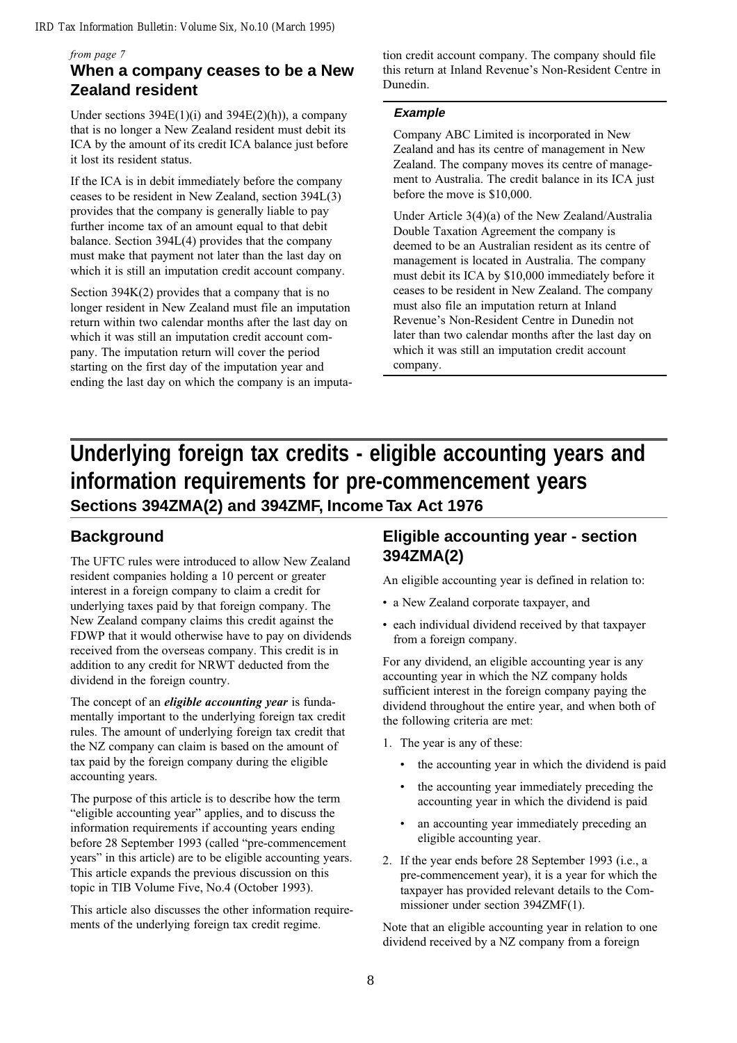*from page 7*

## When a company ceases to be a New Zealand resident

Under sections 394E(1)(i) and 394E(2)(h)), a company that is no longer a New Zealand resident must debit its ICA by the amount of its credit ICA balance just before it lost its resident status.

If the ICA is in debit immediately before the company ceases to be resident in New Zealand, section 394L(3) provides that the company is generally liable to pay further income tax of an amount equal to that debit balance. Section 394L(4) provides that the company must make that payment not later than the last day on which it is still an imputation credit account company.

Section 394K(2) provides that a company that is no longer resident in New Zealand must file an imputation return within two calendar months after the last day on which it was still an imputation credit account company. The imputation return will cover the period starting on the first day of the imputation year and ending the last day on which the company is an imputation credit account company. The company should file this return at Inland Revenue's Non-Resident Centre in Dunedin.

**Example**

Company ABC Limited is incorporated in New Zealand and has its centre of management in New Zealand. The company moves its centre of management to Australia. The credit balance in its ICA just before the move is $10,000.

Under Article 3(4)(a) of the New Zealand/Australia Double Taxation Agreement the company is deemed to be an Australian resident as its centre of management is located in Australia. The company must debit its ICA by $10,000 immediately before it ceases to be resident in New Zealand. The company must also file an imputation return at Inland Revenue's Non-Resident Centre in Dunedin not later than two calendar months after the last day on which it was still an imputation credit account company.

# Underlying foreign tax credits - eligible accounting years and information requirements for pre-commencement years

### Sections 394ZMA(2) and 394ZMF, Income Tax Act 1976

## Background

The UFTC rules were introduced to allow New Zealand resident companies holding a 10 percent or greater interest in a foreign company to claim a credit for underlying taxes paid by that foreign company. The New Zealand company claims this credit against the FDWP that it would otherwise have to pay on dividends received from the overseas company. This credit is in addition to any credit for NRWT deducted from the dividend in the foreign country.

The concept of an ***eligible accounting year*** is fundamentally important to the underlying foreign tax credit rules. The amount of underlying foreign tax credit that the NZ company can claim is based on the amount of tax paid by the foreign company during the eligible accounting years.

The purpose of this article is to describe how the term "eligible accounting year" applies, and to discuss the information requirements if accounting years ending before 28 September 1993 (called "pre-commencement years" in this article) are to be eligible accounting years. This article expands the previous discussion on this topic in TIB Volume Five, No.4 (October 1993).

This article also discusses the other information requirements of the underlying foreign tax credit regime.

## Eligible accounting year - section 394ZMA(2)

An eligible accounting year is defined in relation to:

- a New Zealand corporate taxpayer, and
- each individual dividend received by that taxpayer from a foreign company.

For any dividend, an eligible accounting year is any accounting year in which the NZ company holds sufficient interest in the foreign company paying the dividend throughout the entire year, and when both of the following criteria are met:

1. The year is any of these:
   - the accounting year in which the dividend is paid
   - the accounting year immediately preceding the accounting year in which the dividend is paid
   - an accounting year immediately preceding an eligible accounting year.
2. If the year ends before 28 September 1993 (i.e., a pre-commencement year), it is a year for which the taxpayer has provided relevant details to the Commissioner under section 394ZMF(1).

Note that an eligible accounting year in relation to one dividend received by a NZ company from a foreign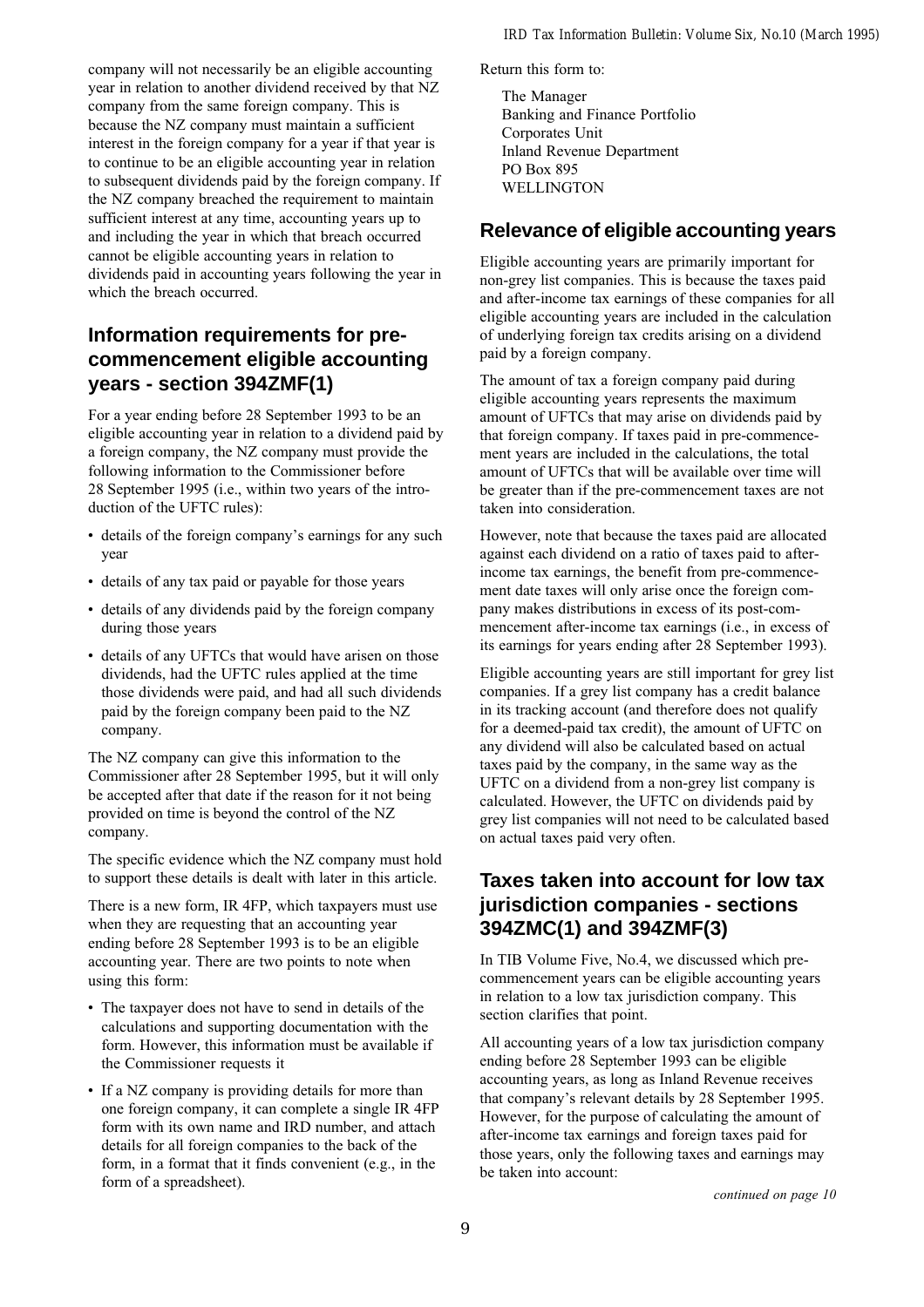company will not necessarily be an eligible accounting year in relation to another dividend received by that NZ company from the same foreign company. This is because the NZ company must maintain a sufficient interest in the foreign company for a year if that year is to continue to be an eligible accounting year in relation to subsequent dividends paid by the foreign company. If the NZ company breached the requirement to maintain sufficient interest at any time, accounting years up to and including the year in which that breach occurred cannot be eligible accounting years in relation to dividends paid in accounting years following the year in which the breach occurred.

## Information requirements for pre-commencement eligible accounting years - section 394ZMF(1)

For a year ending before 28 September 1993 to be an eligible accounting year in relation to a dividend paid by a foreign company, the NZ company must provide the following information to the Commissioner before 28 September 1995 (i.e., within two years of the introduction of the UFTC rules):

- details of the foreign company's earnings for any such year
- details of any tax paid or payable for those years
- details of any dividends paid by the foreign company during those years
- details of any UFTCs that would have arisen on those dividends, had the UFTC rules applied at the time those dividends were paid, and had all such dividends paid by the foreign company been paid to the NZ company.

The NZ company can give this information to the Commissioner after 28 September 1995, but it will only be accepted after that date if the reason for it not being provided on time is beyond the control of the NZ company.

The specific evidence which the NZ company must hold to support these details is dealt with later in this article.

There is a new form, IR 4FP, which taxpayers must use when they are requesting that an accounting year ending before 28 September 1993 is to be an eligible accounting year. There are two points to note when using this form:

- The taxpayer does not have to send in details of the calculations and supporting documentation with the form. However, this information must be available if the Commissioner requests it
- If a NZ company is providing details for more than one foreign company, it can complete a single IR 4FP form with its own name and IRD number, and attach details for all foreign companies to the back of the form, in a format that it finds convenient (e.g., in the form of a spreadsheet).

Return this form to:

The Manager
Banking and Finance Portfolio
Corporates Unit
Inland Revenue Department
PO Box 895
WELLINGTON

## Relevance of eligible accounting years

Eligible accounting years are primarily important for non-grey list companies. This is because the taxes paid and after-income tax earnings of these companies for all eligible accounting years are included in the calculation of underlying foreign tax credits arising on a dividend paid by a foreign company.

The amount of tax a foreign company paid during eligible accounting years represents the maximum amount of UFTCs that may arise on dividends paid by that foreign company. If taxes paid in pre-commencement years are included in the calculations, the total amount of UFTCs that will be available over time will be greater than if the pre-commencement taxes are not taken into consideration.

However, note that because the taxes paid are allocated against each dividend on a ratio of taxes paid to after-income tax earnings, the benefit from pre-commencement date taxes will only arise once the foreign company makes distributions in excess of its post-commencement after-income tax earnings (i.e., in excess of its earnings for years ending after 28 September 1993).

Eligible accounting years are still important for grey list companies. If a grey list company has a credit balance in its tracking account (and therefore does not qualify for a deemed-paid tax credit), the amount of UFTC on any dividend will also be calculated based on actual taxes paid by the company, in the same way as the UFTC on a dividend from a non-grey list company is calculated. However, the UFTC on dividends paid by grey list companies will not need to be calculated based on actual taxes paid very often.

## Taxes taken into account for low tax jurisdiction companies - sections 394ZMC(1) and 394ZMF(3)

In TIB Volume Five, No.4, we discussed which pre-commencement years can be eligible accounting years in relation to a low tax jurisdiction company. This section clarifies that point.

All accounting years of a low tax jurisdiction company ending before 28 September 1993 can be eligible accounting years, as long as Inland Revenue receives that company's relevant details by 28 September 1995. However, for the purpose of calculating the amount of after-income tax earnings and foreign taxes paid for those years, only the following taxes and earnings may be taken into account:

*continued on page 10*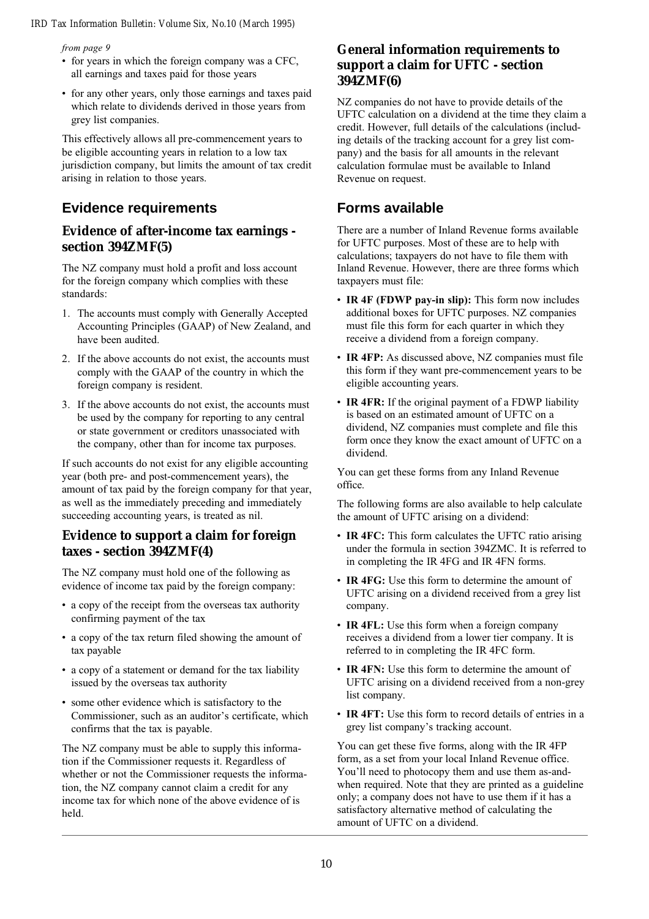*from page 9*

- for years in which the foreign company was a CFC, all earnings and taxes paid for those years
- for any other years, only those earnings and taxes paid which relate to dividends derived in those years from grey list companies.

This effectively allows all pre-commencement years to be eligible accounting years in relation to a low tax jurisdiction company, but limits the amount of tax credit arising in relation to those years.

## Evidence requirements

### Evidence of after-income tax earnings - section 394ZMF(5)

The NZ company must hold a profit and loss account for the foreign company which complies with these standards:

1. The accounts must comply with Generally Accepted Accounting Principles (GAAP) of New Zealand, and have been audited.
2. If the above accounts do not exist, the accounts must comply with the GAAP of the country in which the foreign company is resident.
3. If the above accounts do not exist, the accounts must be used by the company for reporting to any central or state government or creditors unassociated with the company, other than for income tax purposes.

If such accounts do not exist for any eligible accounting year (both pre- and post-commencement years), the amount of tax paid by the foreign company for that year, as well as the immediately preceding and immediately succeeding accounting years, is treated as nil.

### Evidence to support a claim for foreign taxes - section 394ZMF(4)

The NZ company must hold one of the following as evidence of income tax paid by the foreign company:

- a copy of the receipt from the overseas tax authority confirming payment of the tax
- a copy of the tax return filed showing the amount of tax payable
- a copy of a statement or demand for the tax liability issued by the overseas tax authority
- some other evidence which is satisfactory to the Commissioner, such as an auditor's certificate, which confirms that the tax is payable.

The NZ company must be able to supply this information if the Commissioner requests it. Regardless of whether or not the Commissioner requests the information, the NZ company cannot claim a credit for any income tax for which none of the above evidence of is held.

### General information requirements to support a claim for UFTC - section 394ZMF(6)

NZ companies do not have to provide details of the UFTC calculation on a dividend at the time they claim a credit. However, full details of the calculations (including details of the tracking account for a grey list company) and the basis for all amounts in the relevant calculation formulae must be available to Inland Revenue on request.

## Forms available

There are a number of Inland Revenue forms available for UFTC purposes. Most of these are to help with calculations; taxpayers do not have to file them with Inland Revenue. However, there are three forms which taxpayers must file:

- **IR 4F (FDWP pay-in slip):** This form now includes additional boxes for UFTC purposes. NZ companies must file this form for each quarter in which they receive a dividend from a foreign company.
- **IR 4FP:** As discussed above, NZ companies must file this form if they want pre-commencement years to be eligible accounting years.
- **IR 4FR:** If the original payment of a FDWP liability is based on an estimated amount of UFTC on a dividend, NZ companies must complete and file this form once they know the exact amount of UFTC on a dividend.

You can get these forms from any Inland Revenue office.

The following forms are also available to help calculate the amount of UFTC arising on a dividend:

- **IR 4FC:** This form calculates the UFTC ratio arising under the formula in section 394ZMC. It is referred to in completing the IR 4FG and IR 4FN forms.
- **IR 4FG:** Use this form to determine the amount of UFTC arising on a dividend received from a grey list company.
- **IR 4FL:** Use this form when a foreign company receives a dividend from a lower tier company. It is referred to in completing the IR 4FC form.
- **IR 4FN:** Use this form to determine the amount of UFTC arising on a dividend received from a non-grey list company.
- **IR 4FT:** Use this form to record details of entries in a grey list company's tracking account.

You can get these five forms, along with the IR 4FP form, as a set from your local Inland Revenue office. You'll need to photocopy them and use them as-and-when required. Note that they are printed as a guideline only; a company does not have to use them if it has a satisfactory alternative method of calculating the amount of UFTC on a dividend.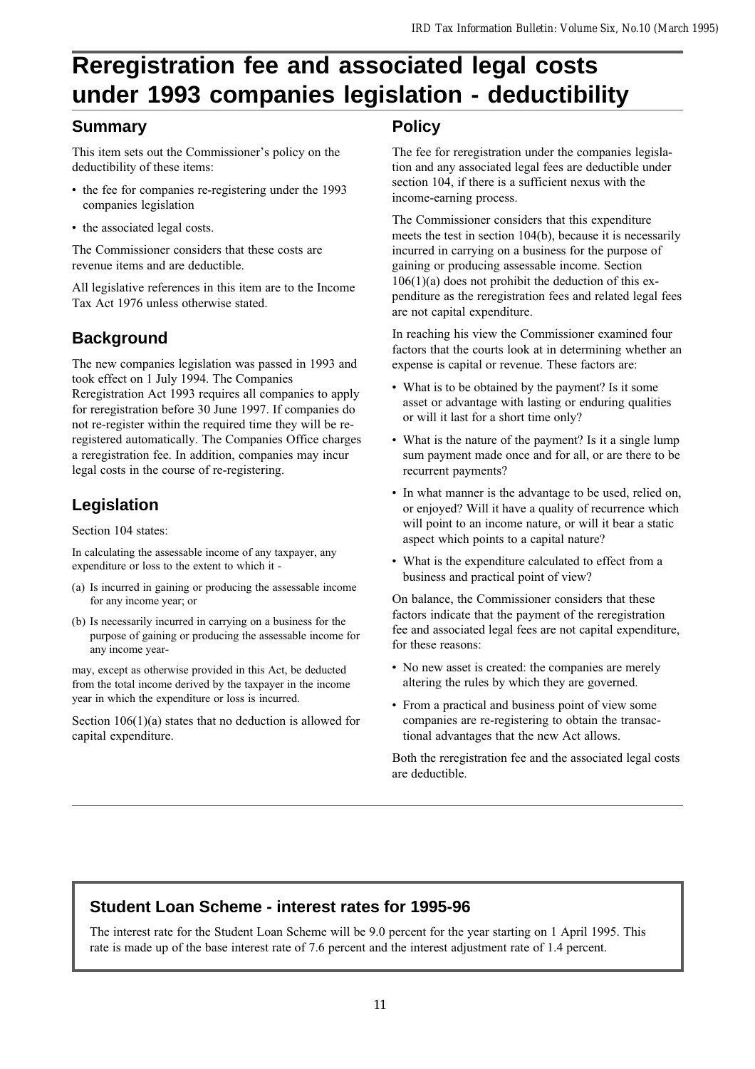# Reregistration fee and associated legal costs under 1993 companies legislation - deductibility

## Summary

This item sets out the Commissioner's policy on the deductibility of these items:

- the fee for companies re-registering under the 1993 companies legislation
- the associated legal costs.

The Commissioner considers that these costs are revenue items and are deductible.

All legislative references in this item are to the Income Tax Act 1976 unless otherwise stated.

## Background

The new companies legislation was passed in 1993 and took effect on 1 July 1994. The Companies Reregistration Act 1993 requires all companies to apply for reregistration before 30 June 1997. If companies do not re-register within the required time they will be re-registered automatically. The Companies Office charges a reregistration fee. In addition, companies may incur legal costs in the course of re-registering.

## Legislation

Section 104 states:

In calculating the assessable income of any taxpayer, any expenditure or loss to the extent to which it -

(a) Is incurred in gaining or producing the assessable income for any income year; or

(b) Is necessarily incurred in carrying on a business for the purpose of gaining or producing the assessable income for any income year-

may, except as otherwise provided in this Act, be deducted from the total income derived by the taxpayer in the income year in which the expenditure or loss is incurred.

Section 106(1)(a) states that no deduction is allowed for capital expenditure.

## Policy

The fee for reregistration under the companies legislation and any associated legal fees are deductible under section 104, if there is a sufficient nexus with the income-earning process.

The Commissioner considers that this expenditure meets the test in section 104(b), because it is necessarily incurred in carrying on a business for the purpose of gaining or producing assessable income. Section 106(1)(a) does not prohibit the deduction of this expenditure as the reregistration fees and related legal fees are not capital expenditure.

In reaching his view the Commissioner examined four factors that the courts look at in determining whether an expense is capital or revenue. These factors are:

- What is to be obtained by the payment? Is it some asset or advantage with lasting or enduring qualities or will it last for a short time only?
- What is the nature of the payment? Is it a single lump sum payment made once and for all, or are there to be recurrent payments?
- In what manner is the advantage to be used, relied on, or enjoyed? Will it have a quality of recurrence which will point to an income nature, or will it bear a static aspect which points to a capital nature?
- What is the expenditure calculated to effect from a business and practical point of view?

On balance, the Commissioner considers that these factors indicate that the payment of the reregistration fee and associated legal fees are not capital expenditure, for these reasons:

- No new asset is created: the companies are merely altering the rules by which they are governed.
- From a practical and business point of view some companies are re-registering to obtain the transactional advantages that the new Act allows.

Both the reregistration fee and the associated legal costs are deductible.

## Student Loan Scheme - interest rates for 1995-96

The interest rate for the Student Loan Scheme will be 9.0 percent for the year starting on 1 April 1995. This rate is made up of the base interest rate of 7.6 percent and the interest adjustment rate of 1.4 percent.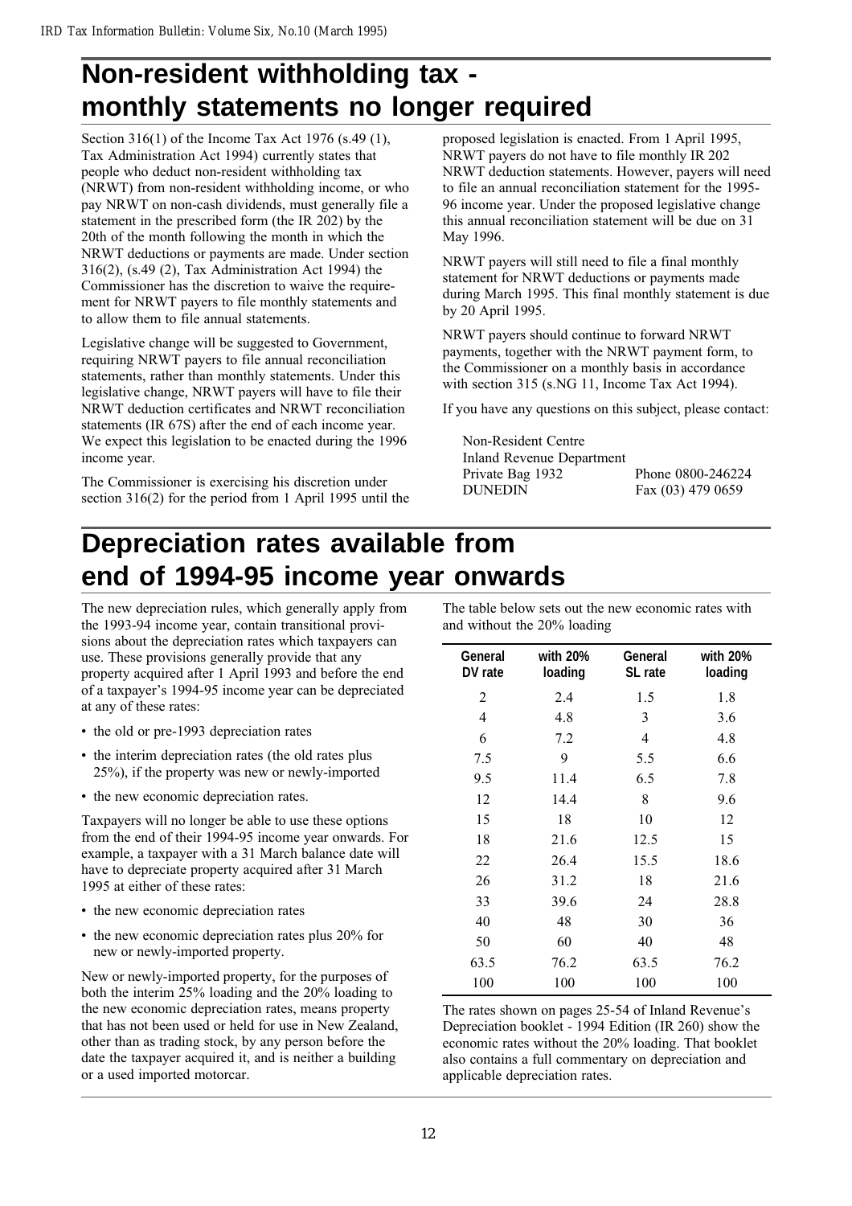# Non-resident withholding tax - monthly statements no longer required

Section 316(1) of the Income Tax Act 1976 (s.49 (1), Tax Administration Act 1994) currently states that people who deduct non-resident withholding tax (NRWT) from non-resident withholding income, or who pay NRWT on non-cash dividends, must generally file a statement in the prescribed form (the IR 202) by the 20th of the month following the month in which the NRWT deductions or payments are made. Under section 316(2), (s.49 (2), Tax Administration Act 1994) the Commissioner has the discretion to waive the requirement for NRWT payers to file monthly statements and to allow them to file annual statements.

Legislative change will be suggested to Government, requiring NRWT payers to file annual reconciliation statements, rather than monthly statements. Under this legislative change, NRWT payers will have to file their NRWT deduction certificates and NRWT reconciliation statements (IR 67S) after the end of each income year. We expect this legislation to be enacted during the 1996 income year.

The Commissioner is exercising his discretion under section 316(2) for the period from 1 April 1995 until the proposed legislation is enacted. From 1 April 1995, NRWT payers do not have to file monthly IR 202 NRWT deduction statements. However, payers will need to file an annual reconciliation statement for the 1995-96 income year. Under the proposed legislative change this annual reconciliation statement will be due on 31 May 1996.

NRWT payers will still need to file a final monthly statement for NRWT deductions or payments made during March 1995. This final monthly statement is due by 20 April 1995.

NRWT payers should continue to forward NRWT payments, together with the NRWT payment form, to the Commissioner on a monthly basis in accordance with section 315 (s.NG 11, Income Tax Act 1994).

If you have any questions on this subject, please contact:

Non-Resident Centre
Inland Revenue Department
Private Bag 1932 Phone 0800-246224
DUNEDIN Fax (03) 479 0659

# Depreciation rates available from end of 1994-95 income year onwards

The new depreciation rules, which generally apply from the 1993-94 income year, contain transitional provisions about the depreciation rates which taxpayers can use. These provisions generally provide that any property acquired after 1 April 1993 and before the end of a taxpayer's 1994-95 income year can be depreciated at any of these rates:

- the old or pre-1993 depreciation rates
- the interim depreciation rates (the old rates plus 25%), if the property was new or newly-imported
- the new economic depreciation rates.

Taxpayers will no longer be able to use these options from the end of their 1994-95 income year onwards. For example, a taxpayer with a 31 March balance date will have to depreciate property acquired after 31 March 1995 at either of these rates:

- the new economic depreciation rates
- the new economic depreciation rates plus 20% for new or newly-imported property.

New or newly-imported property, for the purposes of both the interim 25% loading and the 20% loading to the new economic depreciation rates, means property that has not been used or held for use in New Zealand, other than as trading stock, by any person before the date the taxpayer acquired it, and is neither a building or a used imported motorcar.

The table below sets out the new economic rates with and without the 20% loading

| General DV rate | with 20% loading | General SL rate | with 20% loading |
|---|---|---|---|
| 2 | 2.4 | 1.5 | 1.8 |
| 4 | 4.8 | 3 | 3.6 |
| 6 | 7.2 | 4 | 4.8 |
| 7.5 | 9 | 5.5 | 6.6 |
| 9.5 | 11.4 | 6.5 | 7.8 |
| 12 | 14.4 | 8 | 9.6 |
| 15 | 18 | 10 | 12 |
| 18 | 21.6 | 12.5 | 15 |
| 22 | 26.4 | 15.5 | 18.6 |
| 26 | 31.2 | 18 | 21.6 |
| 33 | 39.6 | 24 | 28.8 |
| 40 | 48 | 30 | 36 |
| 50 | 60 | 40 | 48 |
| 63.5 | 76.2 | 63.5 | 76.2 |
| 100 | 100 | 100 | 100 |

The rates shown on pages 25-54 of Inland Revenue's Depreciation booklet - 1994 Edition (IR 260) show the economic rates without the 20% loading. That booklet also contains a full commentary on depreciation and applicable depreciation rates.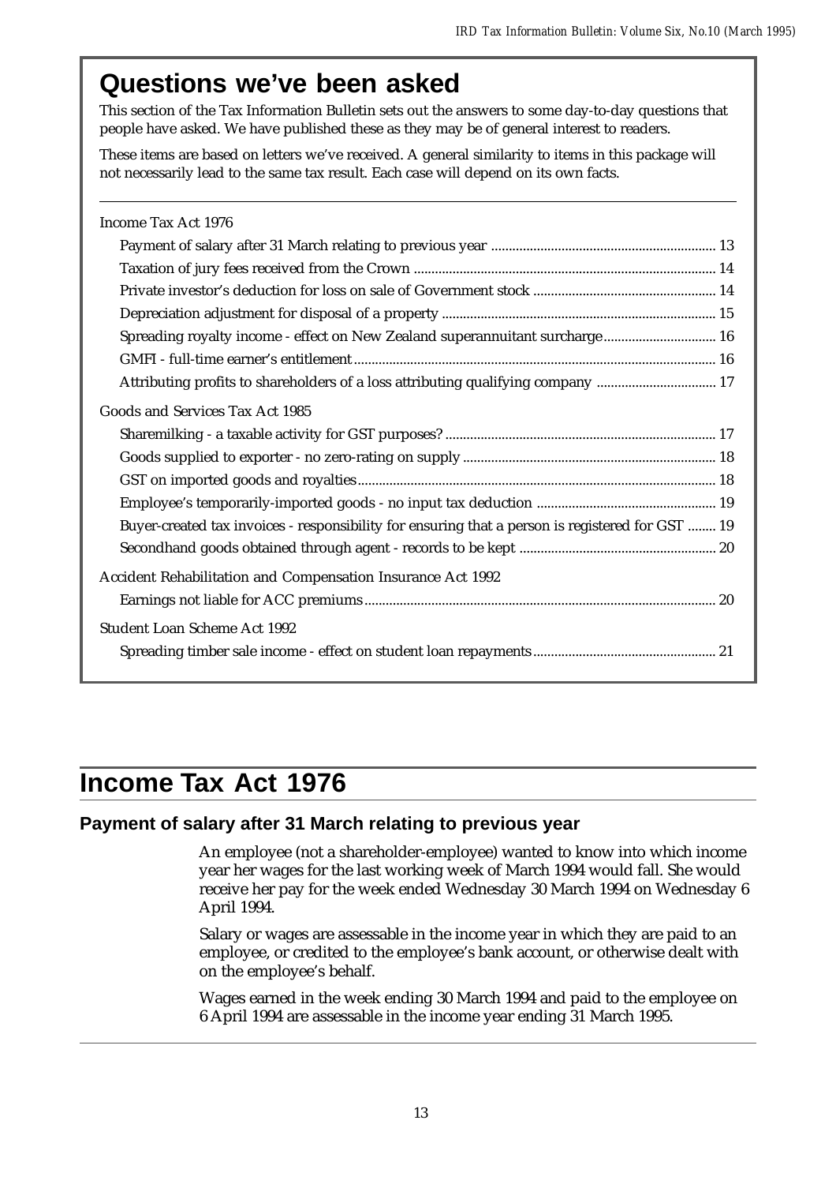# Questions we've been asked

This section of the Tax Information Bulletin sets out the answers to some day-to-day questions that people have asked. We have published these as they may be of general interest to readers.

These items are based on letters we've received. A general similarity to items in this package will not necessarily lead to the same tax result. Each case will depend on its own facts.

Income Tax Act 1976

- Payment of salary after 31 March relating to previous year ........ 13
- Taxation of jury fees received from the Crown ........ 14
- Private investor's deduction for loss on sale of Government stock ........ 14
- Depreciation adjustment for disposal of a property ........ 15
- Spreading royalty income - effect on New Zealand superannuitant surcharge ........ 16
- GMFI - full-time earner's entitlement ........ 16
- Attributing profits to shareholders of a loss attributing qualifying company ........ 17

Goods and Services Tax Act 1985

- Sharemilking - a taxable activity for GST purposes? ........ 17
- Goods supplied to exporter - no zero-rating on supply ........ 18
- GST on imported goods and royalties ........ 18
- Employee's temporarily-imported goods - no input tax deduction ........ 19
- Buyer-created tax invoices - responsibility for ensuring that a person is registered for GST ........ 19
- Secondhand goods obtained through agent - records to be kept ........ 20

Accident Rehabilitation and Compensation Insurance Act 1992

- Earnings not liable for ACC premiums ........ 20

Student Loan Scheme Act 1992

- Spreading timber sale income - effect on student loan repayments ........ 21

# Income Tax Act 1976

## Payment of salary after 31 March relating to previous year

An employee (not a shareholder-employee) wanted to know into which income year her wages for the last working week of March 1994 would fall. She would receive her pay for the week ended Wednesday 30 March 1994 on Wednesday 6 April 1994.

Salary or wages are assessable in the income year in which they are paid to an employee, or credited to the employee's bank account, or otherwise dealt with on the employee's behalf.

Wages earned in the week ending 30 March 1994 and paid to the employee on 6 April 1994 are assessable in the income year ending 31 March 1995.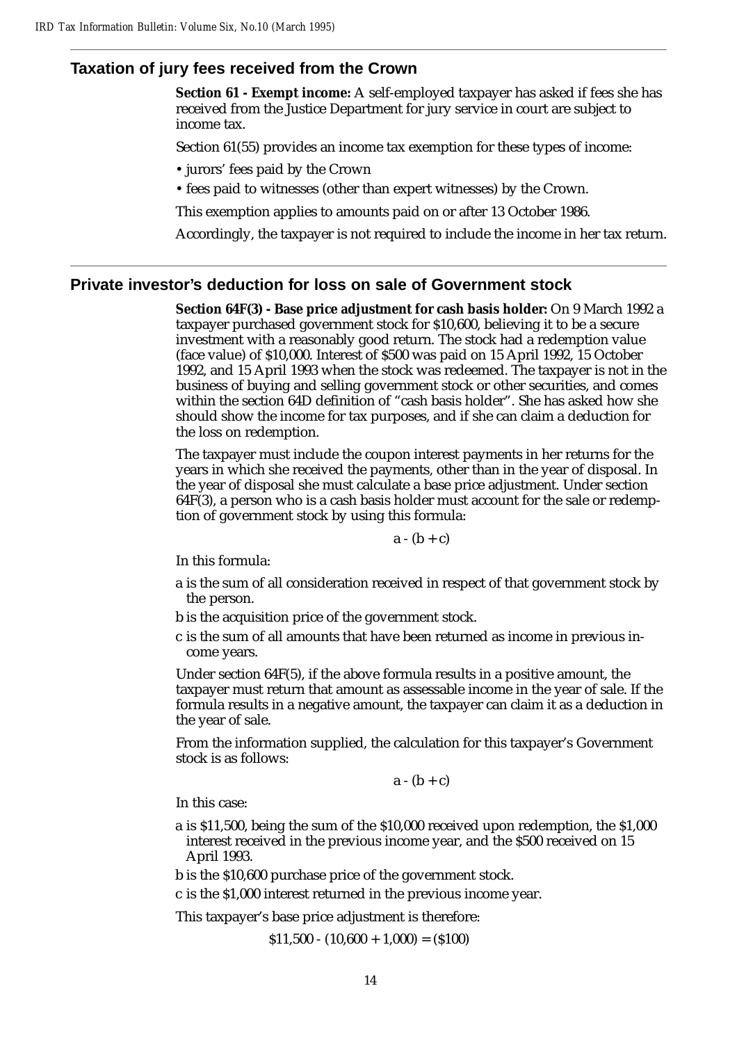## Taxation of jury fees received from the Crown

**Section 61 - Exempt income:** A self-employed taxpayer has asked if fees she has received from the Justice Department for jury service in court are subject to income tax.

Section 61(55) provides an income tax exemption for these types of income:

- jurors' fees paid by the Crown
- fees paid to witnesses (other than expert witnesses) by the Crown.

This exemption applies to amounts paid on or after 13 October 1986.

Accordingly, the taxpayer is not required to include the income in her tax return.

## Private investor's deduction for loss on sale of Government stock

**Section 64F(3) - Base price adjustment for cash basis holder:** On 9 March 1992 a taxpayer purchased government stock for $10,600, believing it to be a secure investment with a reasonably good return. The stock had a redemption value (face value) of $10,000. Interest of $500 was paid on 15 April 1992, 15 October 1992, and 15 April 1993 when the stock was redeemed. The taxpayer is not in the business of buying and selling government stock or other securities, and comes within the section 64D definition of "cash basis holder". She has asked how she should show the income for tax purposes, and if she can claim a deduction for the loss on redemption.

The taxpayer must include the coupon interest payments in her returns for the years in which she received the payments, other than in the year of disposal. In the year of disposal she must calculate a base price adjustment. Under section 64F(3), a person who is a cash basis holder must account for the sale or redemption of government stock by using this formula:

$$a - (b + c)$$

In this formula:

a is the sum of all consideration received in respect of that government stock by the person.

b is the acquisition price of the government stock.

c is the sum of all amounts that have been returned as income in previous income years.

Under section 64F(5), if the above formula results in a positive amount, the taxpayer must return that amount as assessable income in the year of sale. If the formula results in a negative amount, the taxpayer can claim it as a deduction in the year of sale.

From the information supplied, the calculation for this taxpayer's Government stock is as follows:

$$a - (b + c)$$

In this case:

a is $11,500, being the sum of the $10,000 received upon redemption, the $1,000 interest received in the previous income year, and the $500 received on 15 April 1993.

b is the $10,600 purchase price of the government stock.

c is the $1,000 interest returned in the previous income year.

This taxpayer's base price adjustment is therefore:

$$\$11{,}500 - (10{,}600 + 1{,}000) = (\$100)$$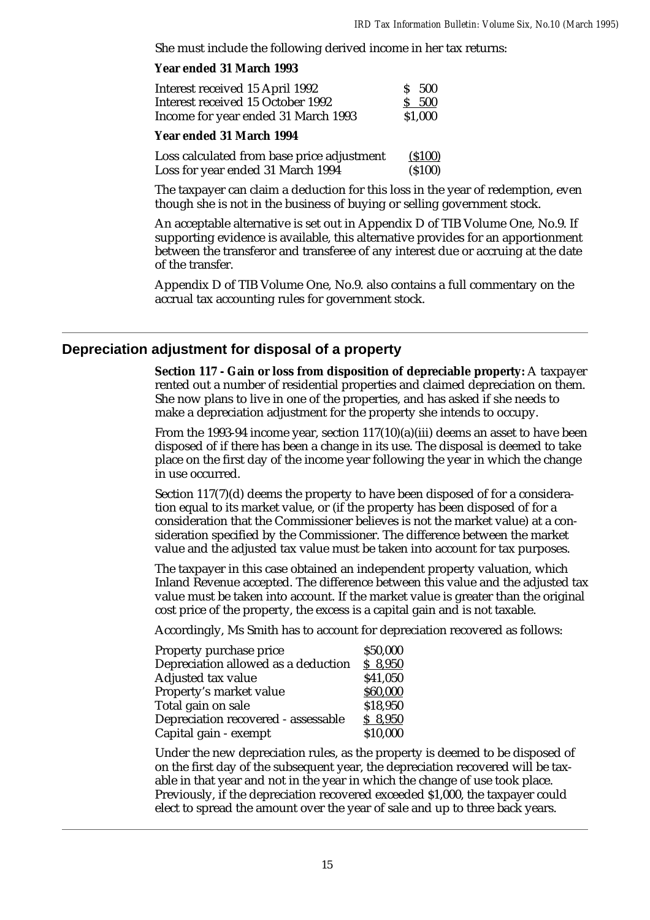She must include the following derived income in her tax returns:

**Year ended 31 March 1993**

| | |
|---|---|
| Interest received 15 April 1992 | $ 500 |
| Interest received 15 October 1992 | $ 500 |
| Income for year ended 31 March 1993 | $1,000 |

**Year ended 31 March 1994**

| | |
|---|---|
| Loss calculated from base price adjustment | ($100) |
| Loss for year ended 31 March 1994 | ($100) |

The taxpayer can claim a deduction for this loss in the year of redemption, even though she is not in the business of buying or selling government stock.

An acceptable alternative is set out in Appendix D of TIB Volume One, No.9. If supporting evidence is available, this alternative provides for an apportionment between the transferor and transferee of any interest due or accruing at the date of the transfer.

Appendix D of TIB Volume One, No.9. also contains a full commentary on the accrual tax accounting rules for government stock.

## Depreciation adjustment for disposal of a property

**Section 117 - Gain or loss from disposition of depreciable property:** A taxpayer rented out a number of residential properties and claimed depreciation on them. She now plans to live in one of the properties, and has asked if she needs to make a depreciation adjustment for the property she intends to occupy.

From the 1993-94 income year, section 117(10)(a)(iii) deems an asset to have been disposed of if there has been a change in its use. The disposal is deemed to take place on the first day of the income year following the year in which the change in use occurred.

Section 117(7)(d) deems the property to have been disposed of for a consideration equal to its market value, or (if the property has been disposed of for a consideration that the Commissioner believes is not the market value) at a consideration specified by the Commissioner. The difference between the market value and the adjusted tax value must be taken into account for tax purposes.

The taxpayer in this case obtained an independent property valuation, which Inland Revenue accepted. The difference between this value and the adjusted tax value must be taken into account. If the market value is greater than the original cost price of the property, the excess is a capital gain and is not taxable.

Accordingly, Ms Smith has to account for depreciation recovered as follows:

| | |
|---|---|
| Property purchase price | $50,000 |
| Depreciation allowed as a deduction | $ 8,950 |
| Adjusted tax value | $41,050 |
| Property's market value | $60,000 |
| Total gain on sale | $18,950 |
| Depreciation recovered - assessable | $ 8,950 |
| Capital gain - exempt | $10,000 |

Under the new depreciation rules, as the property is deemed to be disposed of on the first day of the subsequent year, the depreciation recovered will be taxable in that year and not in the year in which the change of use took place. Previously, if the depreciation recovered exceeded $1,000, the taxpayer could elect to spread the amount over the year of sale and up to three back years.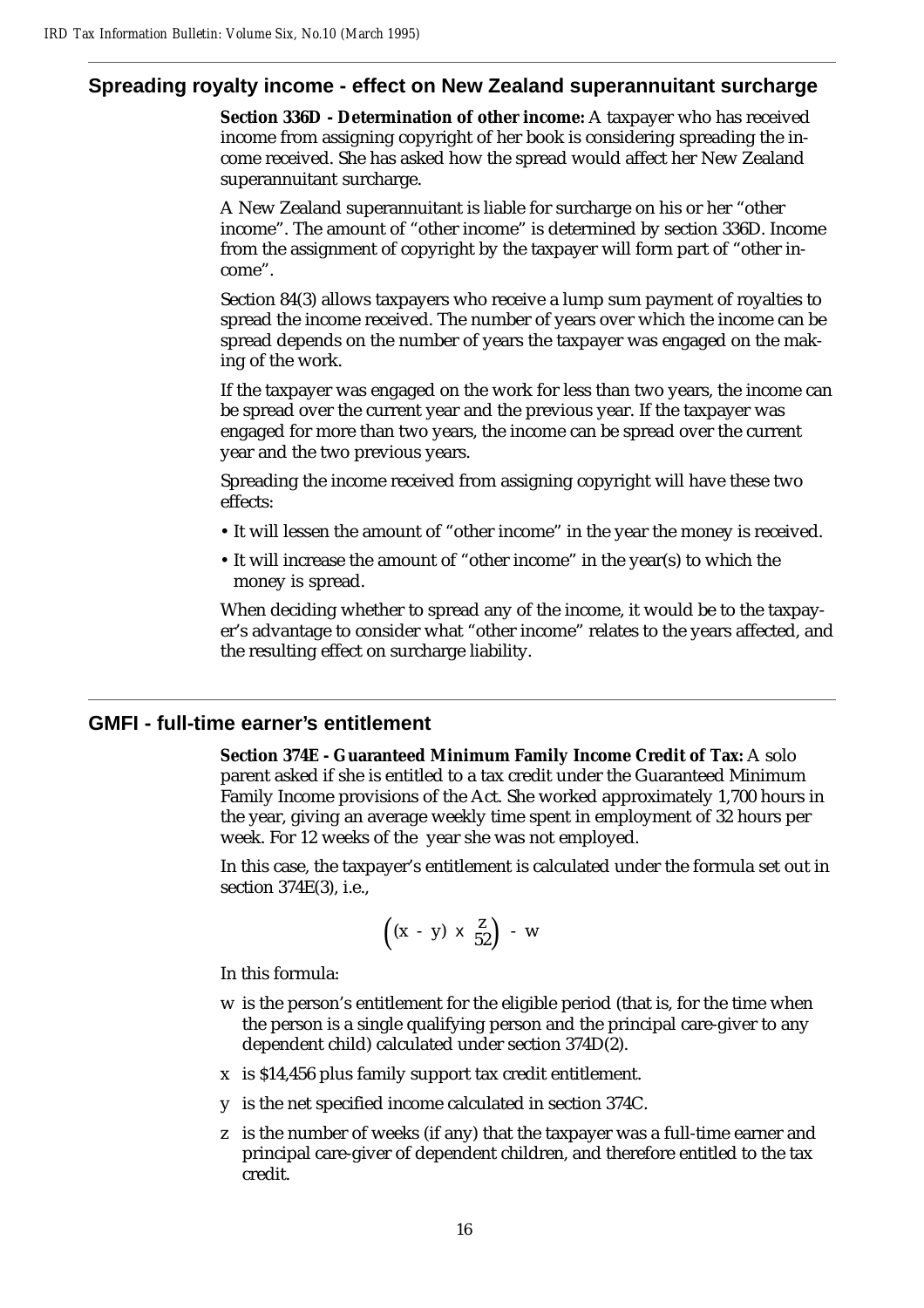## Spreading royalty income - effect on New Zealand superannuitant surcharge

**Section 336D - Determination of other income:** A taxpayer who has received income from assigning copyright of her book is considering spreading the income received. She has asked how the spread would affect her New Zealand superannuitant surcharge.

A New Zealand superannuitant is liable for surcharge on his or her "other income". The amount of "other income" is determined by section 336D. Income from the assignment of copyright by the taxpayer will form part of "other income".

Section 84(3) allows taxpayers who receive a lump sum payment of royalties to spread the income received. The number of years over which the income can be spread depends on the number of years the taxpayer was engaged on the making of the work.

If the taxpayer was engaged on the work for less than two years, the income can be spread over the current year and the previous year. If the taxpayer was engaged for more than two years, the income can be spread over the current year and the two previous years.

Spreading the income received from assigning copyright will have these two effects:

- It will lessen the amount of "other income" in the year the money is received.
- It will increase the amount of "other income" in the year(s) to which the money is spread.

When deciding whether to spread any of the income, it would be to the taxpayer's advantage to consider what "other income" relates to the years affected, and the resulting effect on surcharge liability.

## GMFI - full-time earner's entitlement

**Section 374E - Guaranteed Minimum Family Income Credit of Tax:** A solo parent asked if she is entitled to a tax credit under the Guaranteed Minimum Family Income provisions of the Act. She worked approximately 1,700 hours in the year, giving an average weekly time spent in employment of 32 hours per week. For 12 weeks of the year she was not employed.

In this case, the taxpayer's entitlement is calculated under the formula set out in section 374E(3), i.e.,

$$\left((x - y) \times \frac{z}{52}\right) - w$$

In this formula:

- w is the person's entitlement for the eligible period (that is, for the time when the person is a single qualifying person and the principal care-giver to any dependent child) calculated under section 374D(2).
- x is $14,456 plus family support tax credit entitlement.
- y is the net specified income calculated in section 374C.
- z is the number of weeks (if any) that the taxpayer was a full-time earner and principal care-giver of dependent children, and therefore entitled to the tax credit.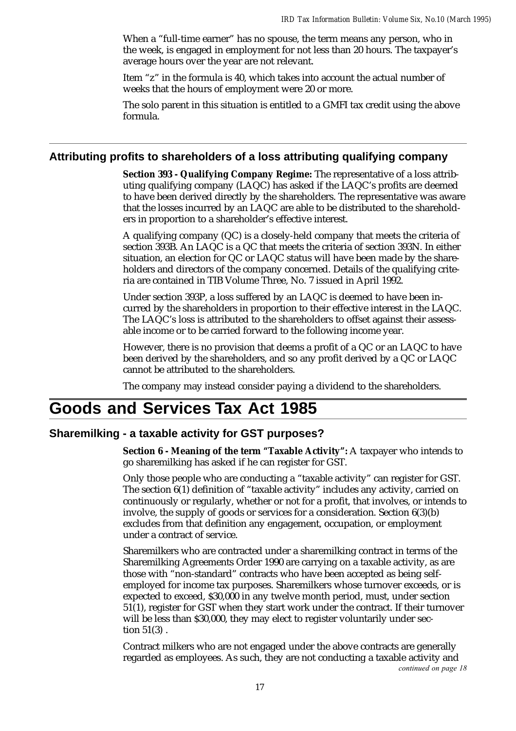When a "full-time earner" has no spouse, the term means any person, who in the week, is engaged in employment for not less than 20 hours. The taxpayer's average hours over the year are not relevant.

Item "z" in the formula is 40, which takes into account the actual number of weeks that the hours of employment were 20 or more.

The solo parent in this situation is entitled to a GMFI tax credit using the above formula.

### Attributing profits to shareholders of a loss attributing qualifying company

**Section 393 - Qualifying Company Regime:** The representative of a loss attributing qualifying company (LAQC) has asked if the LAQC's profits are deemed to have been derived directly by the shareholders. The representative was aware that the losses incurred by an LAQC are able to be distributed to the shareholders in proportion to a shareholder's effective interest.

A qualifying company (QC) is a closely-held company that meets the criteria of section 393B. An LAQC is a QC that meets the criteria of section 393N. In either situation, an election for QC or LAQC status will have been made by the shareholders and directors of the company concerned. Details of the qualifying criteria are contained in TIB Volume Three, No. 7 issued in April 1992.

Under section 393P, a loss suffered by an LAQC is deemed to have been incurred by the shareholders in proportion to their effective interest in the LAQC. The LAQC's loss is attributed to the shareholders to offset against their assessable income or to be carried forward to the following income year.

However, there is no provision that deems a profit of a QC or an LAQC to have been derived by the shareholders, and so any profit derived by a QC or LAQC cannot be attributed to the shareholders.

The company may instead consider paying a dividend to the shareholders.

## Goods and Services Tax Act 1985

### Sharemilking - a taxable activity for GST purposes?

**Section 6 - Meaning of the term "Taxable Activity":** A taxpayer who intends to go sharemilking has asked if he can register for GST.

Only those people who are conducting a "taxable activity" can register for GST. The section 6(1) definition of "taxable activity" includes any activity, carried on continuously or regularly, whether or not for a profit, that involves, or intends to involve, the supply of goods or services for a consideration. Section 6(3)(b) excludes from that definition any engagement, occupation, or employment under a contract of service.

Sharemilkers who are contracted under a sharemilking contract in terms of the Sharemilking Agreements Order 1990 are carrying on a taxable activity, as are those with "non-standard" contracts who have been accepted as being self-employed for income tax purposes. Sharemilkers whose turnover exceeds, or is expected to exceed, $30,000 in any twelve month period, must, under section 51(1), register for GST when they start work under the contract. If their turnover will be less than $30,000, they may elect to register voluntarily under section 51(3) .

Contract milkers who are not engaged under the above contracts are generally regarded as employees. As such, they are not conducting a taxable activity and

*continued on page 18*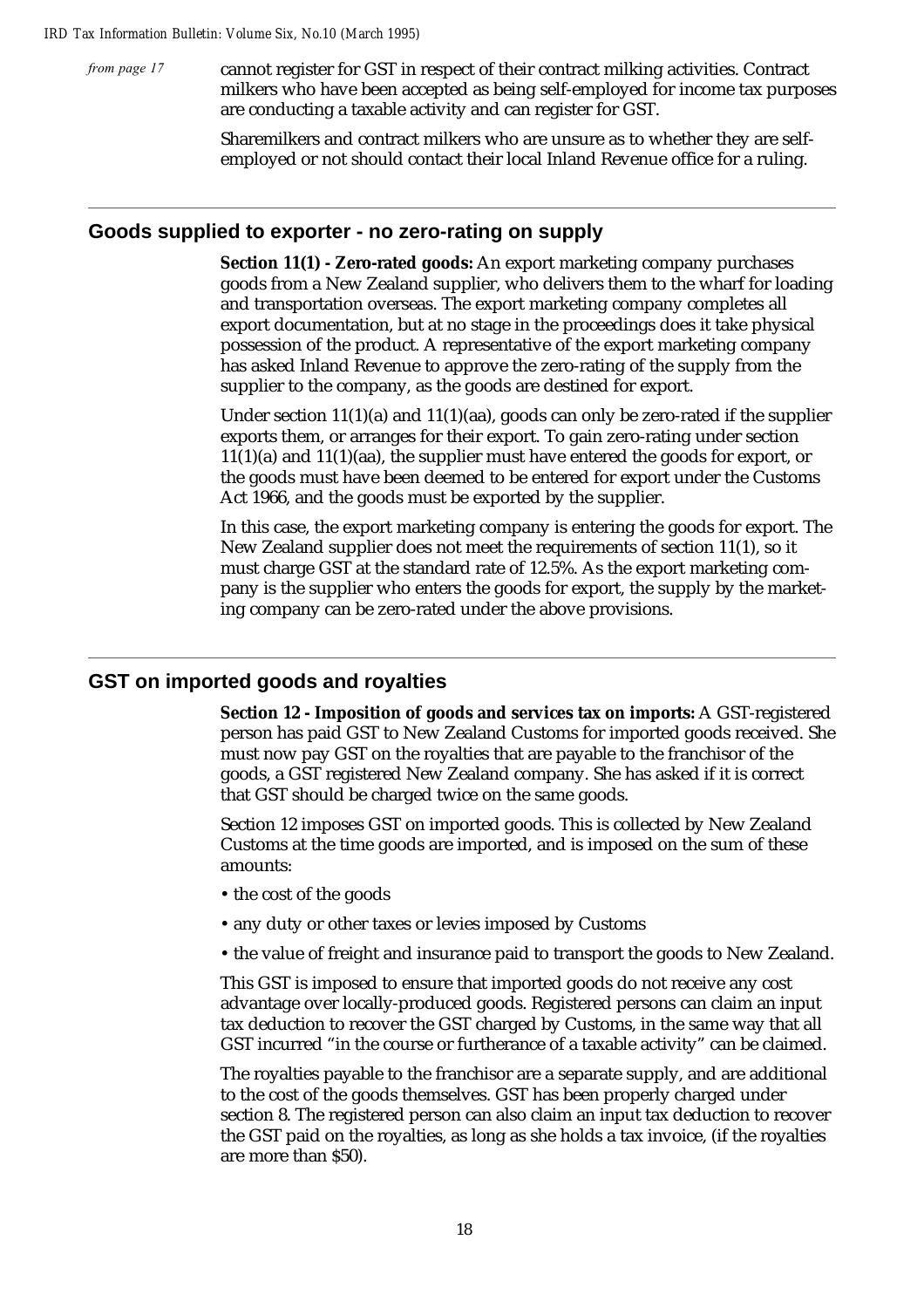*from page 17*

cannot register for GST in respect of their contract milking activities. Contract milkers who have been accepted as being self-employed for income tax purposes are conducting a taxable activity and can register for GST.

Sharemilkers and contract milkers who are unsure as to whether they are self-employed or not should contact their local Inland Revenue office for a ruling.

## Goods supplied to exporter - no zero-rating on supply

**Section 11(1) - Zero-rated goods:** An export marketing company purchases goods from a New Zealand supplier, who delivers them to the wharf for loading and transportation overseas. The export marketing company completes all export documentation, but at no stage in the proceedings does it take physical possession of the product. A representative of the export marketing company has asked Inland Revenue to approve the zero-rating of the supply from the supplier to the company, as the goods are destined for export.

Under section 11(1)(a) and 11(1)(aa), goods can only be zero-rated if the supplier exports them, or arranges for their export. To gain zero-rating under section 11(1)(a) and 11(1)(aa), the supplier must have entered the goods for export, or the goods must have been deemed to be entered for export under the Customs Act 1966, and the goods must be exported by the supplier.

In this case, the export marketing company is entering the goods for export. The New Zealand supplier does not meet the requirements of section 11(1), so it must charge GST at the standard rate of 12.5%. As the export marketing company is the supplier who enters the goods for export, the supply by the marketing company can be zero-rated under the above provisions.

## GST on imported goods and royalties

**Section 12 - Imposition of goods and services tax on imports:** A GST-registered person has paid GST to New Zealand Customs for imported goods received. She must now pay GST on the royalties that are payable to the franchisor of the goods, a GST registered New Zealand company. She has asked if it is correct that GST should be charged twice on the same goods.

Section 12 imposes GST on imported goods. This is collected by New Zealand Customs at the time goods are imported, and is imposed on the sum of these amounts:

- the cost of the goods
- any duty or other taxes or levies imposed by Customs
- the value of freight and insurance paid to transport the goods to New Zealand.

This GST is imposed to ensure that imported goods do not receive any cost advantage over locally-produced goods. Registered persons can claim an input tax deduction to recover the GST charged by Customs, in the same way that all GST incurred "in the course or furtherance of a taxable activity" can be claimed.

The royalties payable to the franchisor are a separate supply, and are additional to the cost of the goods themselves. GST has been properly charged under section 8. The registered person can also claim an input tax deduction to recover the GST paid on the royalties, as long as she holds a tax invoice, (if the royalties are more than $50).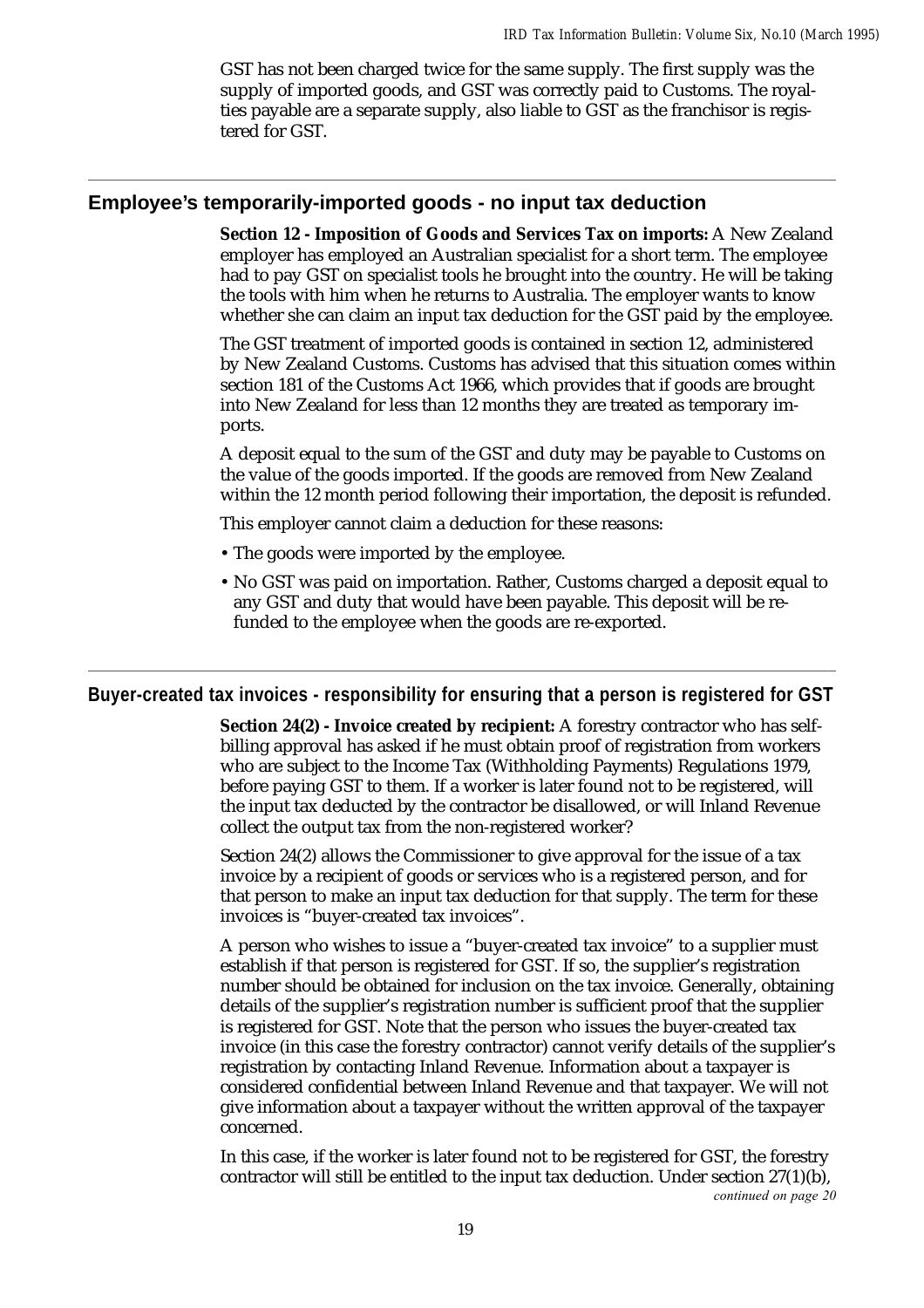GST has not been charged twice for the same supply. The first supply was the supply of imported goods, and GST was correctly paid to Customs. The royalties payable are a separate supply, also liable to GST as the franchisor is registered for GST.

## Employee's temporarily-imported goods - no input tax deduction

**Section 12 - Imposition of Goods and Services Tax on imports:** A New Zealand employer has employed an Australian specialist for a short term. The employee had to pay GST on specialist tools he brought into the country. He will be taking the tools with him when he returns to Australia. The employer wants to know whether she can claim an input tax deduction for the GST paid by the employee.

The GST treatment of imported goods is contained in section 12, administered by New Zealand Customs. Customs has advised that this situation comes within section 181 of the Customs Act 1966, which provides that if goods are brought into New Zealand for less than 12 months they are treated as temporary imports.

A deposit equal to the sum of the GST and duty may be payable to Customs on the value of the goods imported. If the goods are removed from New Zealand within the 12 month period following their importation, the deposit is refunded.

This employer cannot claim a deduction for these reasons:

- The goods were imported by the employee.
- No GST was paid on importation. Rather, Customs charged a deposit equal to any GST and duty that would have been payable. This deposit will be refunded to the employee when the goods are re-exported.

## Buyer-created tax invoices - responsibility for ensuring that a person is registered for GST

**Section 24(2) - Invoice created by recipient:** A forestry contractor who has self-billing approval has asked if he must obtain proof of registration from workers who are subject to the Income Tax (Withholding Payments) Regulations 1979, before paying GST to them. If a worker is later found not to be registered, will the input tax deducted by the contractor be disallowed, or will Inland Revenue collect the output tax from the non-registered worker?

Section 24(2) allows the Commissioner to give approval for the issue of a tax invoice by a recipient of goods or services who is a registered person, and for that person to make an input tax deduction for that supply. The term for these invoices is "buyer-created tax invoices".

A person who wishes to issue a "buyer-created tax invoice" to a supplier must establish if that person is registered for GST. If so, the supplier's registration number should be obtained for inclusion on the tax invoice. Generally, obtaining details of the supplier's registration number is sufficient proof that the supplier is registered for GST. Note that the person who issues the buyer-created tax invoice (in this case the forestry contractor) cannot verify details of the supplier's registration by contacting Inland Revenue. Information about a taxpayer is considered confidential between Inland Revenue and that taxpayer. We will not give information about a taxpayer without the written approval of the taxpayer concerned.

In this case, if the worker is later found not to be registered for GST, the forestry contractor will still be entitled to the input tax deduction. Under section 27(1)(b),

*continued on page 20*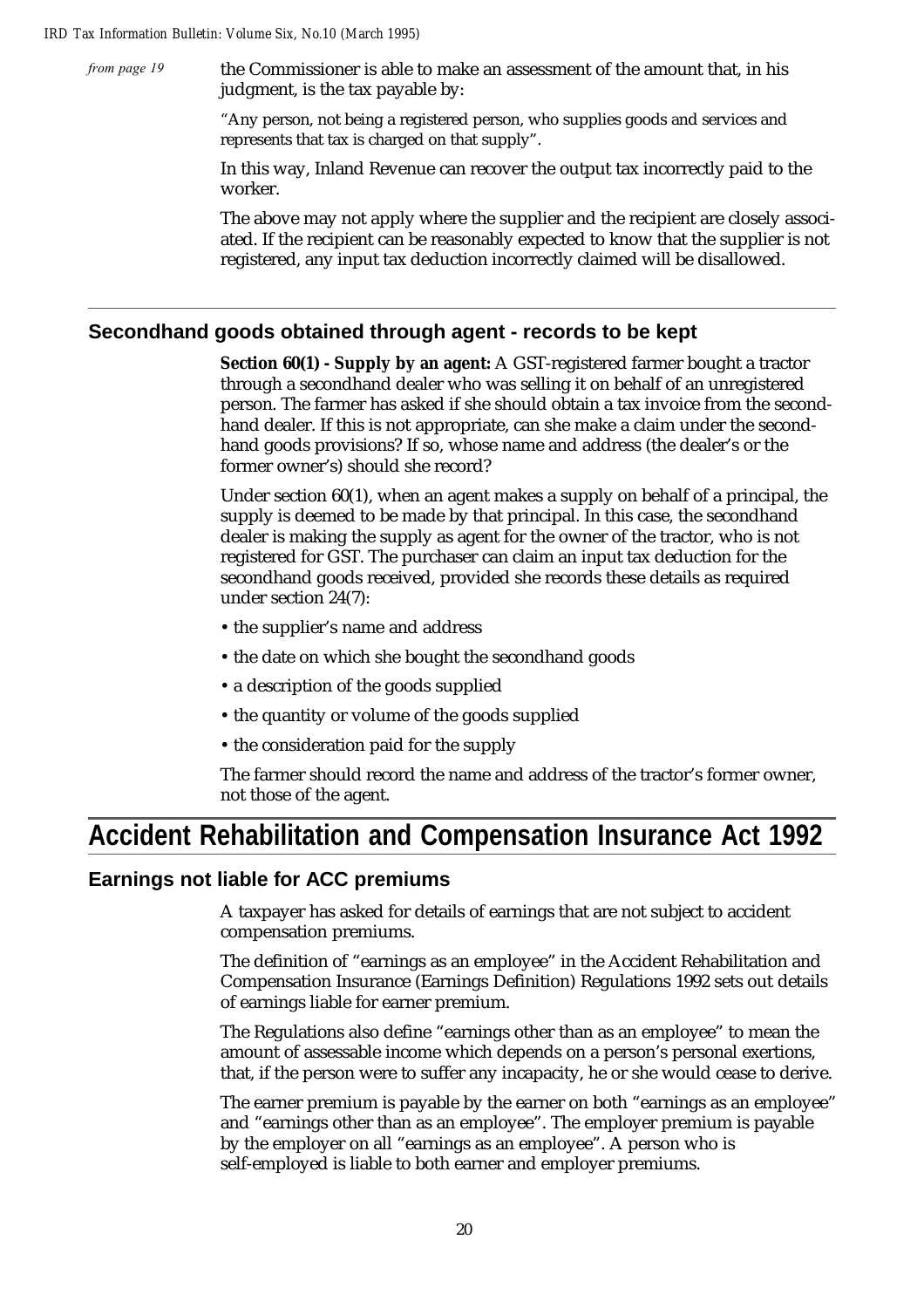*from page 19*

the Commissioner is able to make an assessment of the amount that, in his judgment, is the tax payable by:

"Any person, not being a registered person, who supplies goods and services and represents that tax is charged on that supply".

In this way, Inland Revenue can recover the output tax incorrectly paid to the worker.

The above may not apply where the supplier and the recipient are closely associated. If the recipient can be reasonably expected to know that the supplier is not registered, any input tax deduction incorrectly claimed will be disallowed.

---

### Secondhand goods obtained through agent - records to be kept

**Section 60(1) - Supply by an agent:** A GST-registered farmer bought a tractor through a secondhand dealer who was selling it on behalf of an unregistered person. The farmer has asked if she should obtain a tax invoice from the secondhand dealer. If this is not appropriate, can she make a claim under the secondhand goods provisions? If so, whose name and address (the dealer's or the former owner's) should she record?

Under section 60(1), when an agent makes a supply on behalf of a principal, the supply is deemed to be made by that principal. In this case, the secondhand dealer is making the supply as agent for the owner of the tractor, who is not registered for GST. The purchaser can claim an input tax deduction for the secondhand goods received, provided she records these details as required under section 24(7):

- the supplier's name and address
- the date on which she bought the secondhand goods
- a description of the goods supplied
- the quantity or volume of the goods supplied
- the consideration paid for the supply

The farmer should record the name and address of the tractor's former owner, not those of the agent.

## Accident Rehabilitation and Compensation Insurance Act 1992

### Earnings not liable for ACC premiums

A taxpayer has asked for details of earnings that are not subject to accident compensation premiums.

The definition of "earnings as an employee" in the Accident Rehabilitation and Compensation Insurance (Earnings Definition) Regulations 1992 sets out details of earnings liable for earner premium.

The Regulations also define "earnings other than as an employee" to mean the amount of assessable income which depends on a person's personal exertions, that, if the person were to suffer any incapacity, he or she would cease to derive.

The earner premium is payable by the earner on both "earnings as an employee" and "earnings other than as an employee". The employer premium is payable by the employer on all "earnings as an employee". A person who is self-employed is liable to both earner and employer premiums.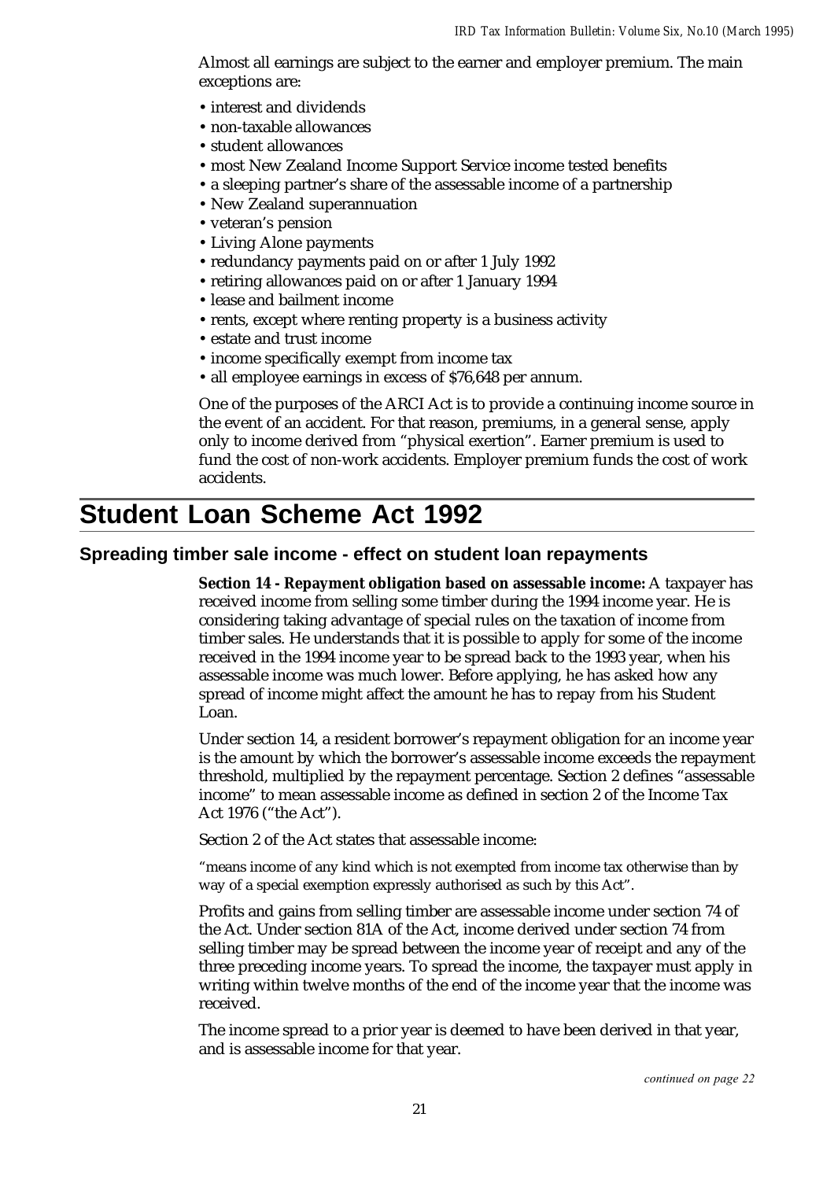Almost all earnings are subject to the earner and employer premium. The main exceptions are:

- interest and dividends
- non-taxable allowances
- student allowances
- most New Zealand Income Support Service income tested benefits
- a sleeping partner's share of the assessable income of a partnership
- New Zealand superannuation
- veteran's pension
- Living Alone payments
- redundancy payments paid on or after 1 July 1992
- retiring allowances paid on or after 1 January 1994
- lease and bailment income
- rents, except where renting property is a business activity
- estate and trust income
- income specifically exempt from income tax
- all employee earnings in excess of $76,648 per annum.

One of the purposes of the ARCI Act is to provide a continuing income source in the event of an accident. For that reason, premiums, in a general sense, apply only to income derived from "physical exertion". Earner premium is used to fund the cost of non-work accidents. Employer premium funds the cost of work accidents.

# Student Loan Scheme Act 1992

## Spreading timber sale income - effect on student loan repayments

**Section 14 - Repayment obligation based on assessable income:** A taxpayer has received income from selling some timber during the 1994 income year. He is considering taking advantage of special rules on the taxation of income from timber sales. He understands that it is possible to apply for some of the income received in the 1994 income year to be spread back to the 1993 year, when his assessable income was much lower. Before applying, he has asked how any spread of income might affect the amount he has to repay from his Student Loan.

Under section 14, a resident borrower's repayment obligation for an income year is the amount by which the borrower's assessable income exceeds the repayment threshold, multiplied by the repayment percentage. Section 2 defines "assessable income" to mean assessable income as defined in section 2 of the Income Tax Act 1976 ("the Act").

Section 2 of the Act states that assessable income:

> "means income of any kind which is not exempted from income tax otherwise than by way of a special exemption expressly authorised as such by this Act".

Profits and gains from selling timber are assessable income under section 74 of the Act. Under section 81A of the Act, income derived under section 74 from selling timber may be spread between the income year of receipt and any of the three preceding income years. To spread the income, the taxpayer must apply in writing within twelve months of the end of the income year that the income was received.

The income spread to a prior year is deemed to have been derived in that year, and is assessable income for that year.

*continued on page 22*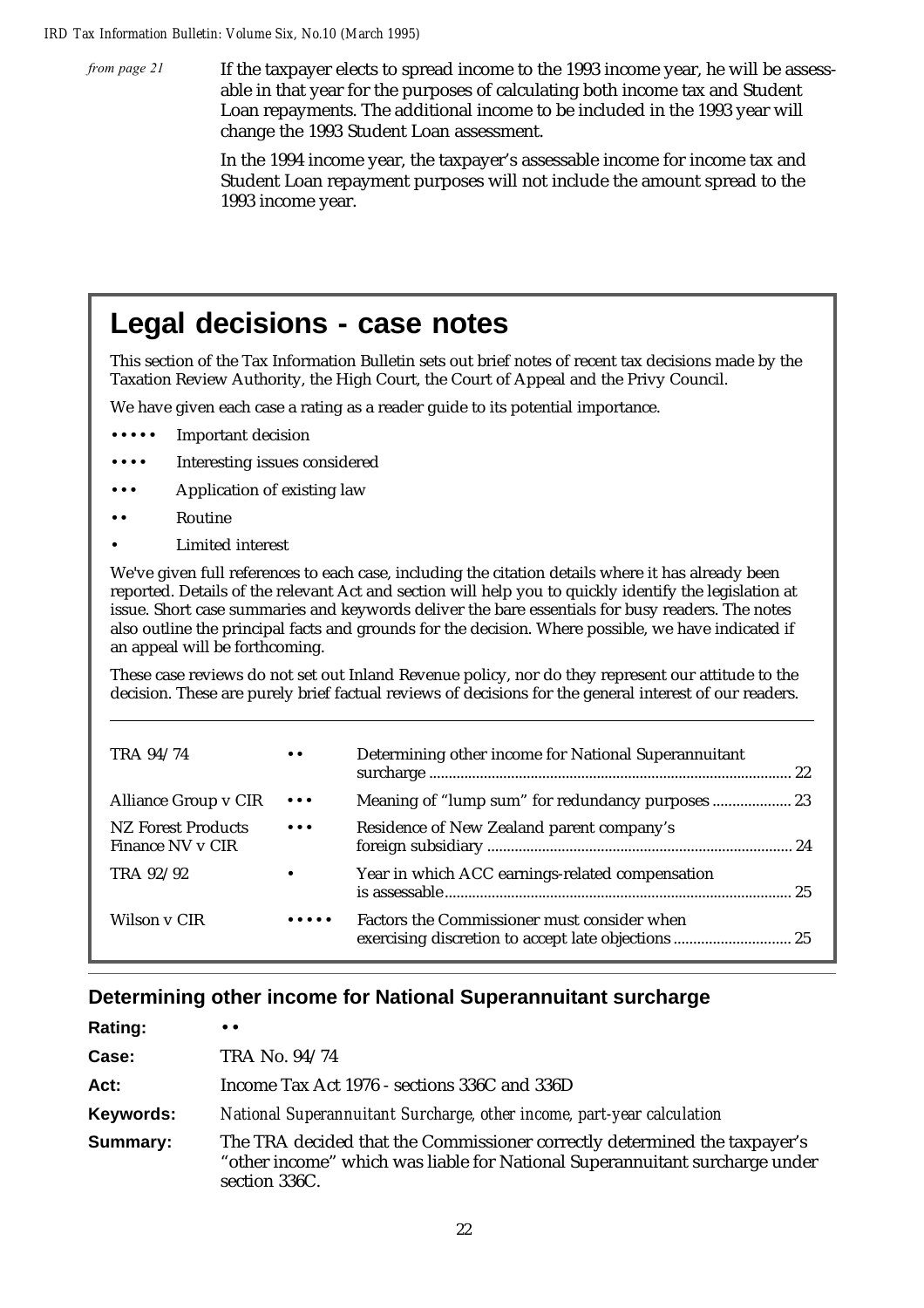*from page 21*

If the taxpayer elects to spread income to the 1993 income year, he will be assessable in that year for the purposes of calculating both income tax and Student Loan repayments. The additional income to be included in the 1993 year will change the 1993 Student Loan assessment.

In the 1994 income year, the taxpayer's assessable income for income tax and Student Loan repayment purposes will not include the amount spread to the 1993 income year.

# Legal decisions - case notes

This section of the Tax Information Bulletin sets out brief notes of recent tax decisions made by the Taxation Review Authority, the High Court, the Court of Appeal and the Privy Council.

We have given each case a rating as a reader guide to its potential importance.

- • • • • • Important decision
- • • • • Interesting issues considered
- • • • Application of existing law
- • • Routine
- • Limited interest

We've given full references to each case, including the citation details where it has already been reported. Details of the relevant Act and section will help you to quickly identify the legislation at issue. Short case summaries and keywords deliver the bare essentials for busy readers. The notes also outline the principal facts and grounds for the decision. Where possible, we have indicated if an appeal will be forthcoming.

These case reviews do not set out Inland Revenue policy, nor do they represent our attitude to the decision. These are purely brief factual reviews of decisions for the general interest of our readers.

| | | | |
|---|---|---|---|
| TRA 94/74 | • • | Determining other income for National Superannuitant surcharge | 22 |
| Alliance Group v CIR | • • • | Meaning of "lump sum" for redundancy purposes | 23 |
| NZ Forest Products Finance NV v CIR | • • • | Residence of New Zealand parent company's foreign subsidiary | 24 |
| TRA 92/92 | • | Year in which ACC earnings-related compensation is assessable | 25 |
| Wilson v CIR | • • • • • | Factors the Commissioner must consider when exercising discretion to accept late objections | 25 |

## Determining other income for National Superannuitant surcharge

**Rating:** • •

**Case:** TRA No. 94/74

**Act:** Income Tax Act 1976 - sections 336C and 336D

**Keywords:** *National Superannuitant Surcharge, other income, part-year calculation*

**Summary:** The TRA decided that the Commissioner correctly determined the taxpayer's "other income" which was liable for National Superannuitant surcharge under section 336C.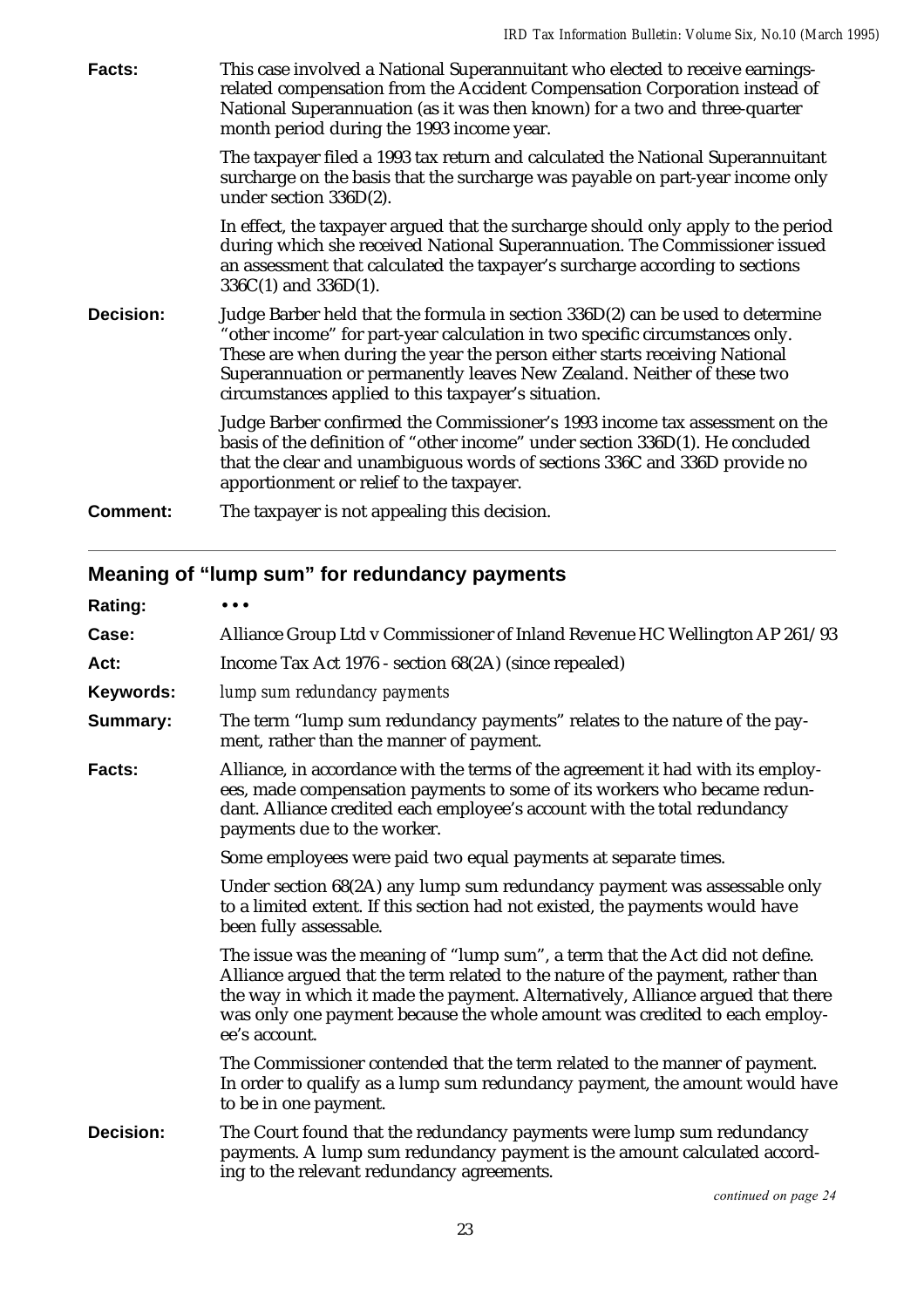**Facts:** This case involved a National Superannuitant who elected to receive earnings-related compensation from the Accident Compensation Corporation instead of National Superannuation (as it was then known) for a two and three-quarter month period during the 1993 income year.

The taxpayer filed a 1993 tax return and calculated the National Superannuitant surcharge on the basis that the surcharge was payable on part-year income only under section 336D(2).

In effect, the taxpayer argued that the surcharge should only apply to the period during which she received National Superannuation. The Commissioner issued an assessment that calculated the taxpayer's surcharge according to sections 336C(1) and 336D(1).

**Decision:** Judge Barber held that the formula in section 336D(2) can be used to determine "other income" for part-year calculation in two specific circumstances only. These are when during the year the person either starts receiving National Superannuation or permanently leaves New Zealand. Neither of these two circumstances applied to this taxpayer's situation.

Judge Barber confirmed the Commissioner's 1993 income tax assessment on the basis of the definition of "other income" under section 336D(1). He concluded that the clear and unambiguous words of sections 336C and 336D provide no apportionment or relief to the taxpayer.

**Comment:** The taxpayer is not appealing this decision.

---

## Meaning of "lump sum" for redundancy payments

**Rating:** • • •

**Case:** Alliance Group Ltd v Commissioner of Inland Revenue HC Wellington AP 261/93

**Act:** Income Tax Act 1976 - section 68(2A) (since repealed)

**Keywords:** *lump sum redundancy payments*

**Summary:** The term "lump sum redundancy payments" relates to the nature of the payment, rather than the manner of payment.

**Facts:** Alliance, in accordance with the terms of the agreement it had with its employees, made compensation payments to some of its workers who became redundant. Alliance credited each employee's account with the total redundancy payments due to the worker.

Some employees were paid two equal payments at separate times.

Under section 68(2A) any lump sum redundancy payment was assessable only to a limited extent. If this section had not existed, the payments would have been fully assessable.

The issue was the meaning of "lump sum", a term that the Act did not define. Alliance argued that the term related to the nature of the payment, rather than the way in which it made the payment. Alternatively, Alliance argued that there was only one payment because the whole amount was credited to each employee's account.

The Commissioner contended that the term related to the manner of payment. In order to qualify as a lump sum redundancy payment, the amount would have to be in one payment.

**Decision:** The Court found that the redundancy payments were lump sum redundancy payments. A lump sum redundancy payment is the amount calculated according to the relevant redundancy agreements.

*continued on page 24*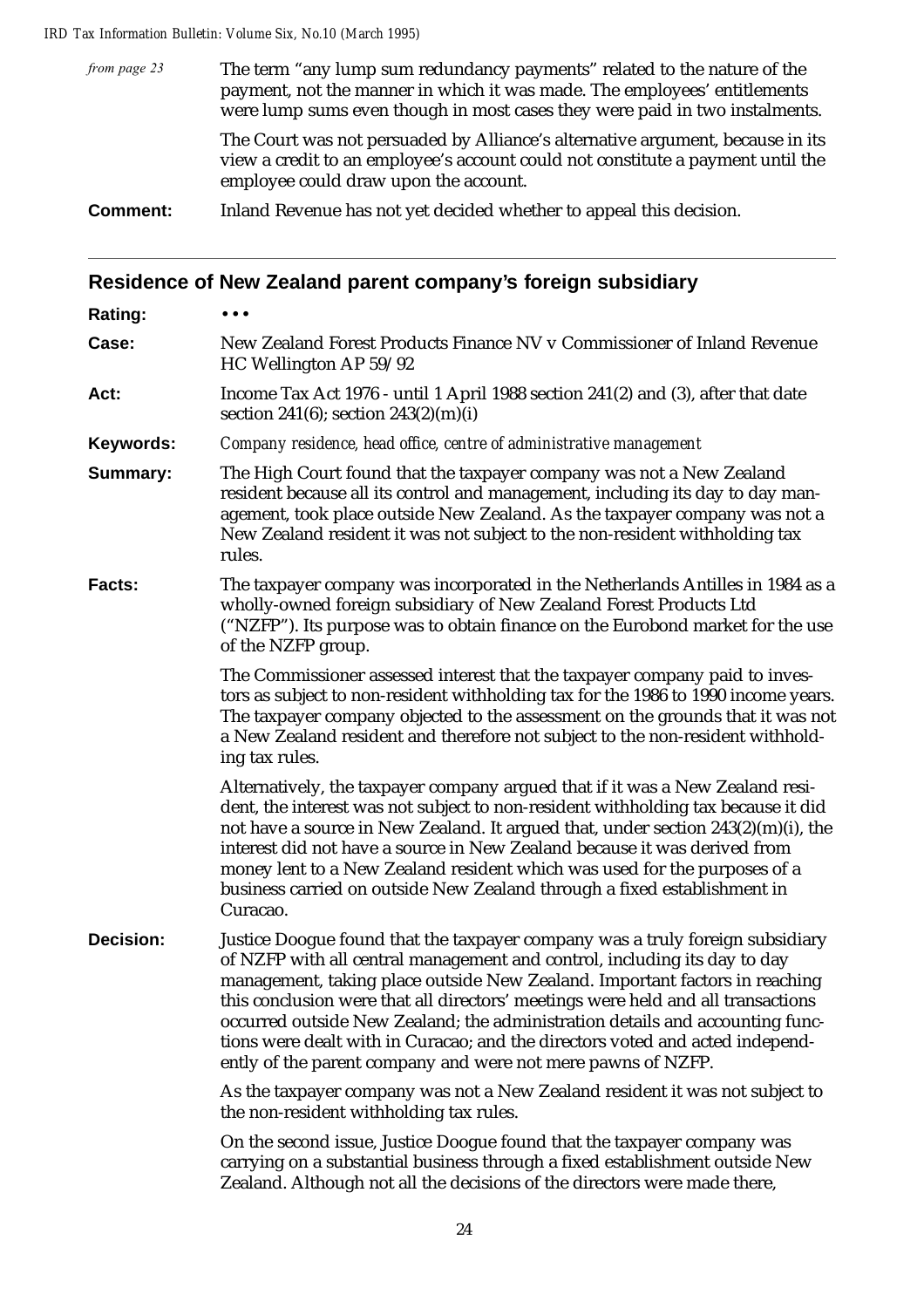*from page 23*

The term "any lump sum redundancy payments" related to the nature of the payment, not the manner in which it was made. The employees' entitlements were lump sums even though in most cases they were paid in two instalments.

The Court was not persuaded by Alliance's alternative argument, because in its view a credit to an employee's account could not constitute a payment until the employee could draw upon the account.

**Comment:** Inland Revenue has not yet decided whether to appeal this decision.

---

## Residence of New Zealand parent company's foreign subsidiary

**Rating:** • • •

**Case:** New Zealand Forest Products Finance NV v Commissioner of Inland Revenue HC Wellington AP 59/92

**Act:** Income Tax Act 1976 - until 1 April 1988 section 241(2) and (3), after that date section 241(6); section 243(2)(m)(i)

**Keywords:** *Company residence, head office, centre of administrative management*

**Summary:** The High Court found that the taxpayer company was not a New Zealand resident because all its control and management, including its day to day management, took place outside New Zealand. As the taxpayer company was not a New Zealand resident it was not subject to the non-resident withholding tax rules.

**Facts:** The taxpayer company was incorporated in the Netherlands Antilles in 1984 as a wholly-owned foreign subsidiary of New Zealand Forest Products Ltd ("NZFP"). Its purpose was to obtain finance on the Eurobond market for the use of the NZFP group.

The Commissioner assessed interest that the taxpayer company paid to investors as subject to non-resident withholding tax for the 1986 to 1990 income years. The taxpayer company objected to the assessment on the grounds that it was not a New Zealand resident and therefore not subject to the non-resident withholding tax rules.

Alternatively, the taxpayer company argued that if it was a New Zealand resident, the interest was not subject to non-resident withholding tax because it did not have a source in New Zealand. It argued that, under section 243(2)(m)(i), the interest did not have a source in New Zealand because it was derived from money lent to a New Zealand resident which was used for the purposes of a business carried on outside New Zealand through a fixed establishment in Curacao.

**Decision:** Justice Doogue found that the taxpayer company was a truly foreign subsidiary of NZFP with all central management and control, including its day to day management, taking place outside New Zealand. Important factors in reaching this conclusion were that all directors' meetings were held and all transactions occurred outside New Zealand; the administration details and accounting functions were dealt with in Curacao; and the directors voted and acted independently of the parent company and were not mere pawns of NZFP.

As the taxpayer company was not a New Zealand resident it was not subject to the non-resident withholding tax rules.

On the second issue, Justice Doogue found that the taxpayer company was carrying on a substantial business through a fixed establishment outside New Zealand. Although not all the decisions of the directors were made there,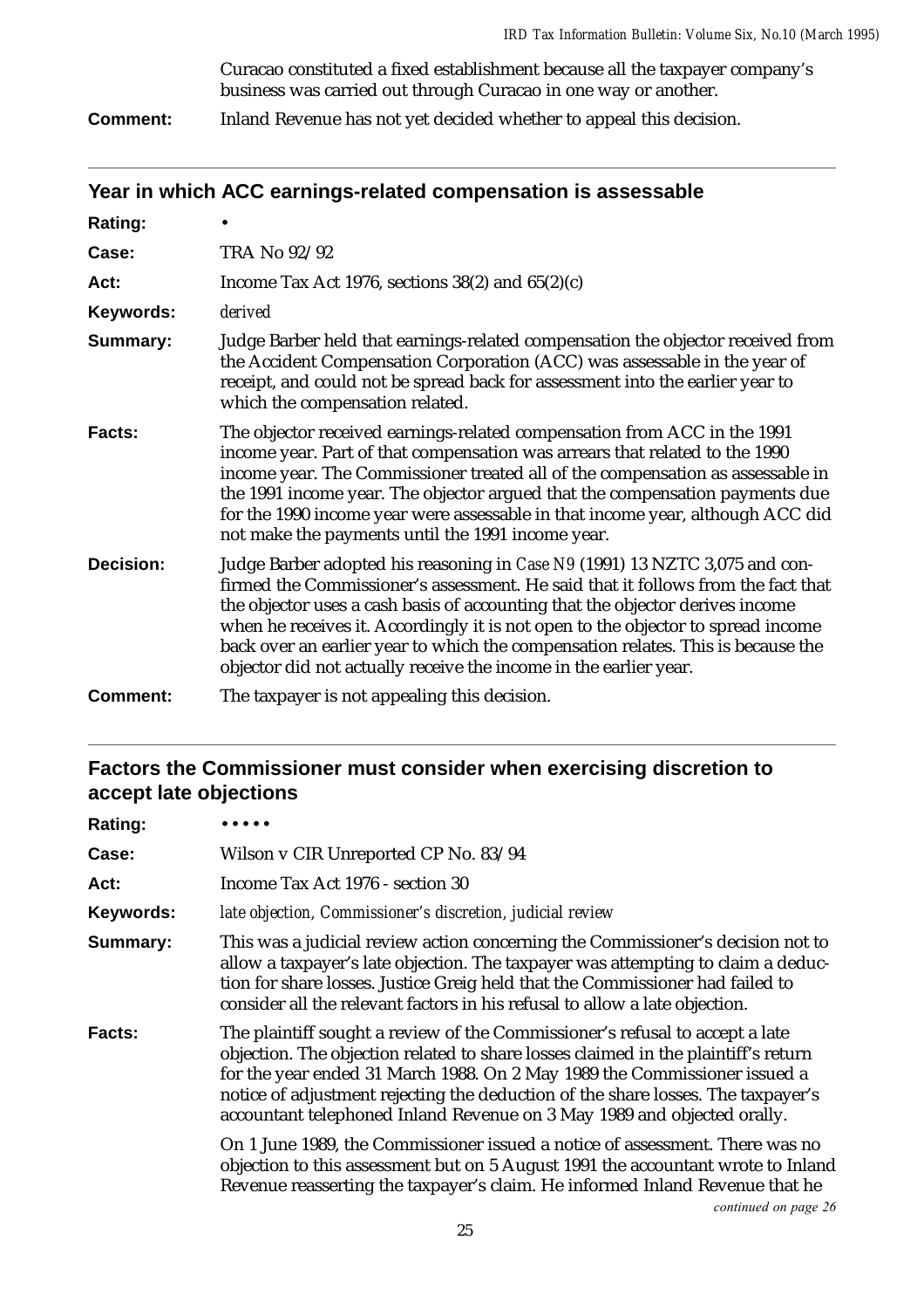Curacao constituted a fixed establishment because all the taxpayer company's business was carried out through Curacao in one way or another.

**Comment:** Inland Revenue has not yet decided whether to appeal this decision.

---

## Year in which ACC earnings-related compensation is assessable

**Rating:** •

**Case:** TRA No 92/92

**Act:** Income Tax Act 1976, sections 38(2) and 65(2)(c)

**Keywords:** *derived*

**Summary:** Judge Barber held that earnings-related compensation the objector received from the Accident Compensation Corporation (ACC) was assessable in the year of receipt, and could not be spread back for assessment into the earlier year to which the compensation related.

**Facts:** The objector received earnings-related compensation from ACC in the 1991 income year. Part of that compensation was arrears that related to the 1990 income year. The Commissioner treated all of the compensation as assessable in the 1991 income year. The objector argued that the compensation payments due for the 1990 income year were assessable in that income year, although ACC did not make the payments until the 1991 income year.

**Decision:** Judge Barber adopted his reasoning in *Case N9* (1991) 13 NZTC 3,075 and confirmed the Commissioner's assessment. He said that it follows from the fact that the objector uses a cash basis of accounting that the objector derives income when he receives it. Accordingly it is not open to the objector to spread income back over an earlier year to which the compensation relates. This is because the objector did not actually receive the income in the earlier year.

**Comment:** The taxpayer is not appealing this decision.

---

## Factors the Commissioner must consider when exercising discretion to accept late objections

**Rating:** • • • • •

**Case:** Wilson v CIR Unreported CP No. 83/94

**Act:** Income Tax Act 1976 - section 30

**Keywords:** *late objection, Commissioner's discretion, judicial review*

**Summary:** This was a judicial review action concerning the Commissioner's decision not to allow a taxpayer's late objection. The taxpayer was attempting to claim a deduction for share losses. Justice Greig held that the Commissioner had failed to consider all the relevant factors in his refusal to allow a late objection.

**Facts:** The plaintiff sought a review of the Commissioner's refusal to accept a late objection. The objection related to share losses claimed in the plaintiff's return for the year ended 31 March 1988. On 2 May 1989 the Commissioner issued a notice of adjustment rejecting the deduction of the share losses. The taxpayer's accountant telephoned Inland Revenue on 3 May 1989 and objected orally.

On 1 June 1989, the Commissioner issued a notice of assessment. There was no objection to this assessment but on 5 August 1991 the accountant wrote to Inland Revenue reasserting the taxpayer's claim. He informed Inland Revenue that he

*continued on page 26*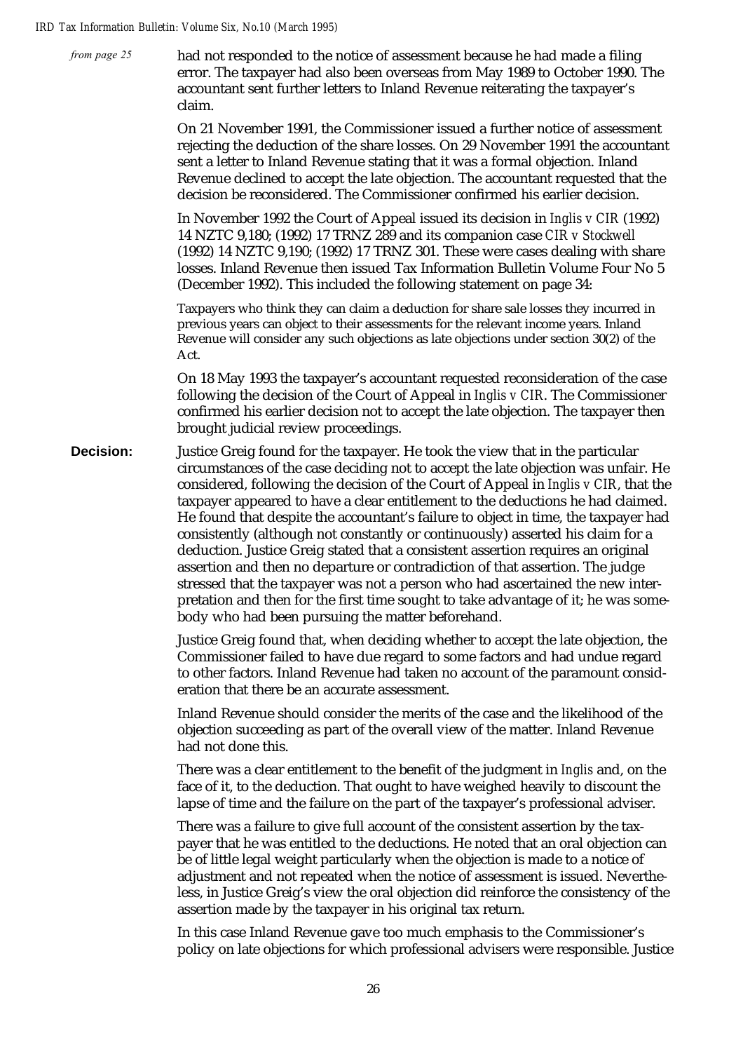*from page 25*

had not responded to the notice of assessment because he had made a filing error. The taxpayer had also been overseas from May 1989 to October 1990. The accountant sent further letters to Inland Revenue reiterating the taxpayer's claim.

On 21 November 1991, the Commissioner issued a further notice of assessment rejecting the deduction of the share losses. On 29 November 1991 the accountant sent a letter to Inland Revenue stating that it was a formal objection. Inland Revenue declined to accept the late objection. The accountant requested that the decision be reconsidered. The Commissioner confirmed his earlier decision.

In November 1992 the Court of Appeal issued its decision in *Inglis v CIR* (1992) 14 NZTC 9,180; (1992) 17 TRNZ 289 and its companion case *CIR v Stockwell* (1992) 14 NZTC 9,190; (1992) 17 TRNZ 301. These were cases dealing with share losses. Inland Revenue then issued Tax Information Bulletin Volume Four No 5 (December 1992). This included the following statement on page 34:

> Taxpayers who think they can claim a deduction for share sale losses they incurred in previous years can object to their assessments for the relevant income years. Inland Revenue will consider any such objections as late objections under section 30(2) of the Act.

On 18 May 1993 the taxpayer's accountant requested reconsideration of the case following the decision of the Court of Appeal in *Inglis v CIR*. The Commissioner confirmed his earlier decision not to accept the late objection. The taxpayer then brought judicial review proceedings.

**Decision:** Justice Greig found for the taxpayer. He took the view that in the particular circumstances of the case deciding not to accept the late objection was unfair. He considered, following the decision of the Court of Appeal in *Inglis v CIR*, that the taxpayer appeared to have a clear entitlement to the deductions he had claimed. He found that despite the accountant's failure to object in time, the taxpayer had consistently (although not constantly or continuously) asserted his claim for a deduction. Justice Greig stated that a consistent assertion requires an original assertion and then no departure or contradiction of that assertion. The judge stressed that the taxpayer was not a person who had ascertained the new interpretation and then for the first time sought to take advantage of it; he was somebody who had been pursuing the matter beforehand.

Justice Greig found that, when deciding whether to accept the late objection, the Commissioner failed to have due regard to some factors and had undue regard to other factors. Inland Revenue had taken no account of the paramount consideration that there be an accurate assessment.

Inland Revenue should consider the merits of the case and the likelihood of the objection succeeding as part of the overall view of the matter. Inland Revenue had not done this.

There was a clear entitlement to the benefit of the judgment in *Inglis* and, on the face of it, to the deduction. That ought to have weighed heavily to discount the lapse of time and the failure on the part of the taxpayer's professional adviser.

There was a failure to give full account of the consistent assertion by the taxpayer that he was entitled to the deductions. He noted that an oral objection can be of little legal weight particularly when the objection is made to a notice of adjustment and not repeated when the notice of assessment is issued. Nevertheless, in Justice Greig's view the oral objection did reinforce the consistency of the assertion made by the taxpayer in his original tax return.

In this case Inland Revenue gave too much emphasis to the Commissioner's policy on late objections for which professional advisers were responsible. Justice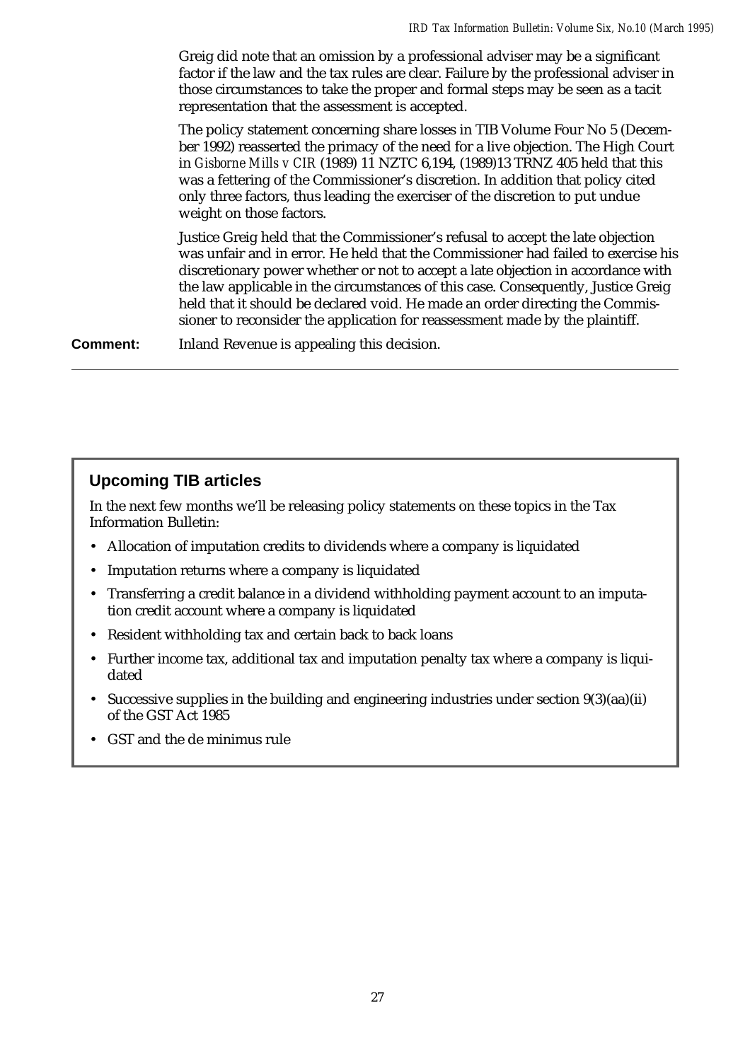Greig did note that an omission by a professional adviser may be a significant factor if the law and the tax rules are clear. Failure by the professional adviser in those circumstances to take the proper and formal steps may be seen as a tacit representation that the assessment is accepted.

The policy statement concerning share losses in TIB Volume Four No 5 (December 1992) reasserted the primacy of the need for a live objection. The High Court in *Gisborne Mills v CIR* (1989) 11 NZTC 6,194, (1989)13 TRNZ 405 held that this was a fettering of the Commissioner's discretion. In addition that policy cited only three factors, thus leading the exerciser of the discretion to put undue weight on those factors.

Justice Greig held that the Commissioner's refusal to accept the late objection was unfair and in error. He held that the Commissioner had failed to exercise his discretionary power whether or not to accept a late objection in accordance with the law applicable in the circumstances of this case. Consequently, Justice Greig held that it should be declared void. He made an order directing the Commissioner to reconsider the application for reassessment made by the plaintiff.

**Comment:** Inland Revenue is appealing this decision.

## Upcoming TIB articles

In the next few months we'll be releasing policy statements on these topics in the Tax Information Bulletin:

- Allocation of imputation credits to dividends where a company is liquidated
- Imputation returns where a company is liquidated
- Transferring a credit balance in a dividend withholding payment account to an imputation credit account where a company is liquidated
- Resident withholding tax and certain back to back loans
- Further income tax, additional tax and imputation penalty tax where a company is liquidated
- Successive supplies in the building and engineering industries under section 9(3)(aa)(ii) of the GST Act 1985
- GST and the de minimus rule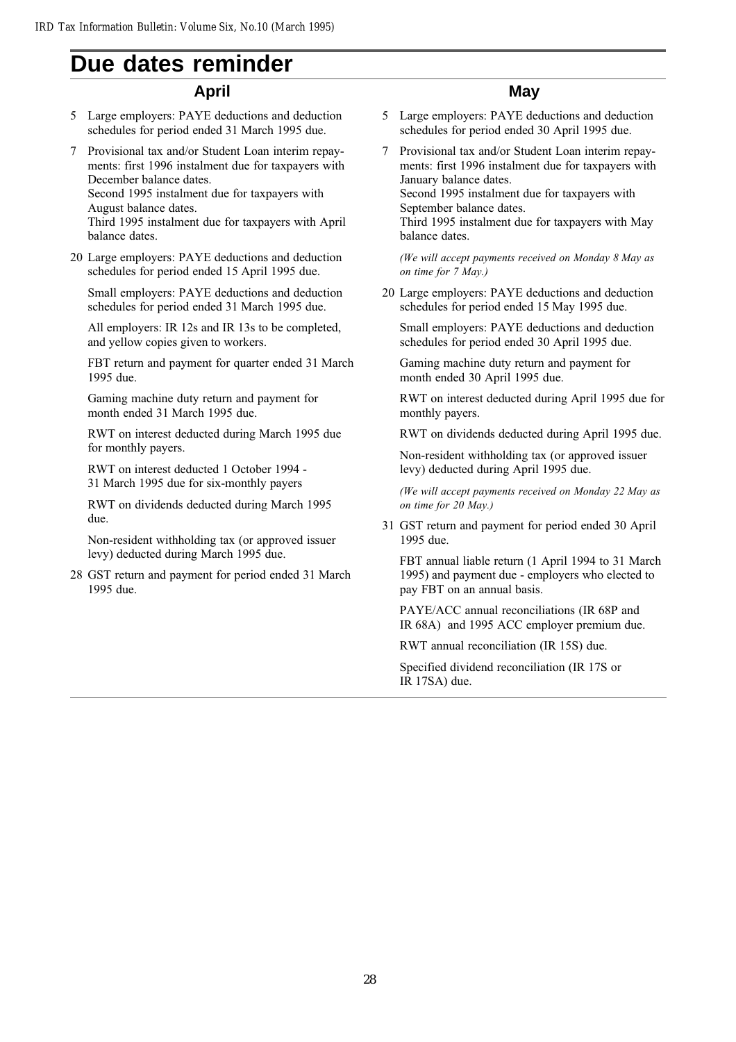# Due dates reminder

## April

5 Large employers: PAYE deductions and deduction schedules for period ended 31 March 1995 due.

7 Provisional tax and/or Student Loan interim repayments: first 1996 instalment due for taxpayers with December balance dates.
Second 1995 instalment due for taxpayers with August balance dates.
Third 1995 instalment due for taxpayers with April balance dates.

20 Large employers: PAYE deductions and deduction schedules for period ended 15 April 1995 due.

Small employers: PAYE deductions and deduction schedules for period ended 31 March 1995 due.

All employers: IR 12s and IR 13s to be completed, and yellow copies given to workers.

FBT return and payment for quarter ended 31 March 1995 due.

Gaming machine duty return and payment for month ended 31 March 1995 due.

RWT on interest deducted during March 1995 due for monthly payers.

RWT on interest deducted 1 October 1994 - 31 March 1995 due for six-monthly payers

RWT on dividends deducted during March 1995 due.

Non-resident withholding tax (or approved issuer levy) deducted during March 1995 due.

28 GST return and payment for period ended 31 March 1995 due.

## May

5 Large employers: PAYE deductions and deduction schedules for period ended 30 April 1995 due.

7 Provisional tax and/or Student Loan interim repayments: first 1996 instalment due for taxpayers with January balance dates.
Second 1995 instalment due for taxpayers with September balance dates.
Third 1995 instalment due for taxpayers with May balance dates.

*(We will accept payments received on Monday 8 May as on time for 7 May.)*

20 Large employers: PAYE deductions and deduction schedules for period ended 15 May 1995 due.

Small employers: PAYE deductions and deduction schedules for period ended 30 April 1995 due.

Gaming machine duty return and payment for month ended 30 April 1995 due.

RWT on interest deducted during April 1995 due for monthly payers.

RWT on dividends deducted during April 1995 due.

Non-resident withholding tax (or approved issuer levy) deducted during April 1995 due.

*(We will accept payments received on Monday 22 May as on time for 20 May.)*

31 GST return and payment for period ended 30 April 1995 due.

FBT annual liable return (1 April 1994 to 31 March 1995) and payment due - employers who elected to pay FBT on an annual basis.

PAYE/ACC annual reconciliations (IR 68P and IR 68A) and 1995 ACC employer premium due.

RWT annual reconciliation (IR 15S) due.

Specified dividend reconciliation (IR 17S or IR 17SA) due.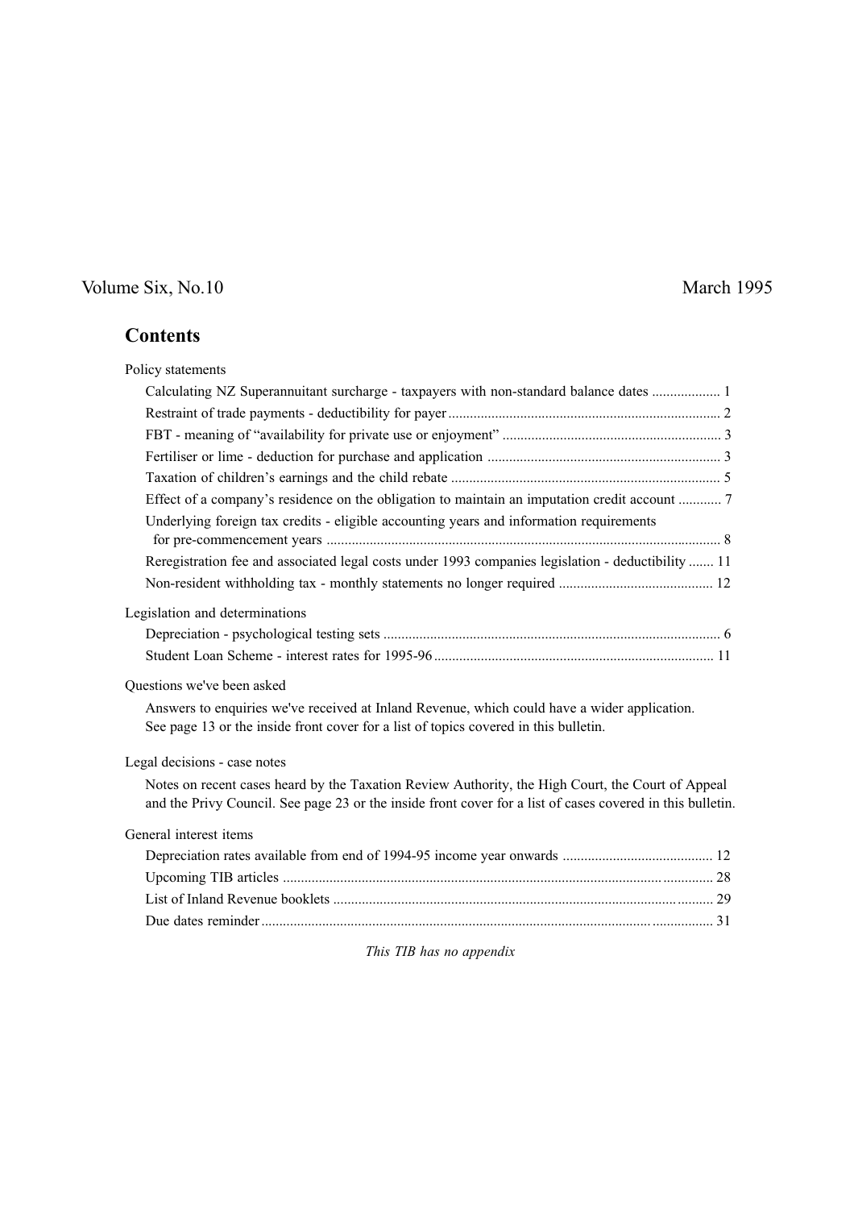Volume Six, No.10 March 1995

## Contents

Policy statements

- Calculating NZ Superannuitant surcharge - taxpayers with non-standard balance dates ................... 1
- Restraint of trade payments - deductibility for payer ........................................................................... 2
- FBT - meaning of "availability for private use or enjoyment" ............................................................. 3
- Fertiliser or lime - deduction for purchase and application ................................................................. 3
- Taxation of children's earnings and the child rebate ........................................................................... 5
- Effect of a company's residence on the obligation to maintain an imputation credit account ............ 7
- Underlying foreign tax credits - eligible accounting years and information requirements for pre-commencement years .............................................................................................................. 8
- Reregistration fee and associated legal costs under 1993 companies legislation - deductibility ....... 11
- Non-resident withholding tax - monthly statements no longer required ........................................... 12

Legislation and determinations

- Depreciation - psychological testing sets ............................................................................................. 6
- Student Loan Scheme - interest rates for 1995-96 ............................................................................. 11

Questions we've been asked

Answers to enquiries we've received at Inland Revenue, which could have a wider application. See page 13 or the inside front cover for a list of topics covered in this bulletin.

Legal decisions - case notes

Notes on recent cases heard by the Taxation Review Authority, the High Court, the Court of Appeal and the Privy Council. See page 23 or the inside front cover for a list of cases covered in this bulletin.

General interest items

- Depreciation rates available from end of 1994-95 income year onwards .......................................... 12
- Upcoming TIB articles ....................................................................................................................... 28
- List of Inland Revenue booklets ......................................................................................................... 29
- Due dates reminder ............................................................................................................................ 31

*This TIB has no appendix*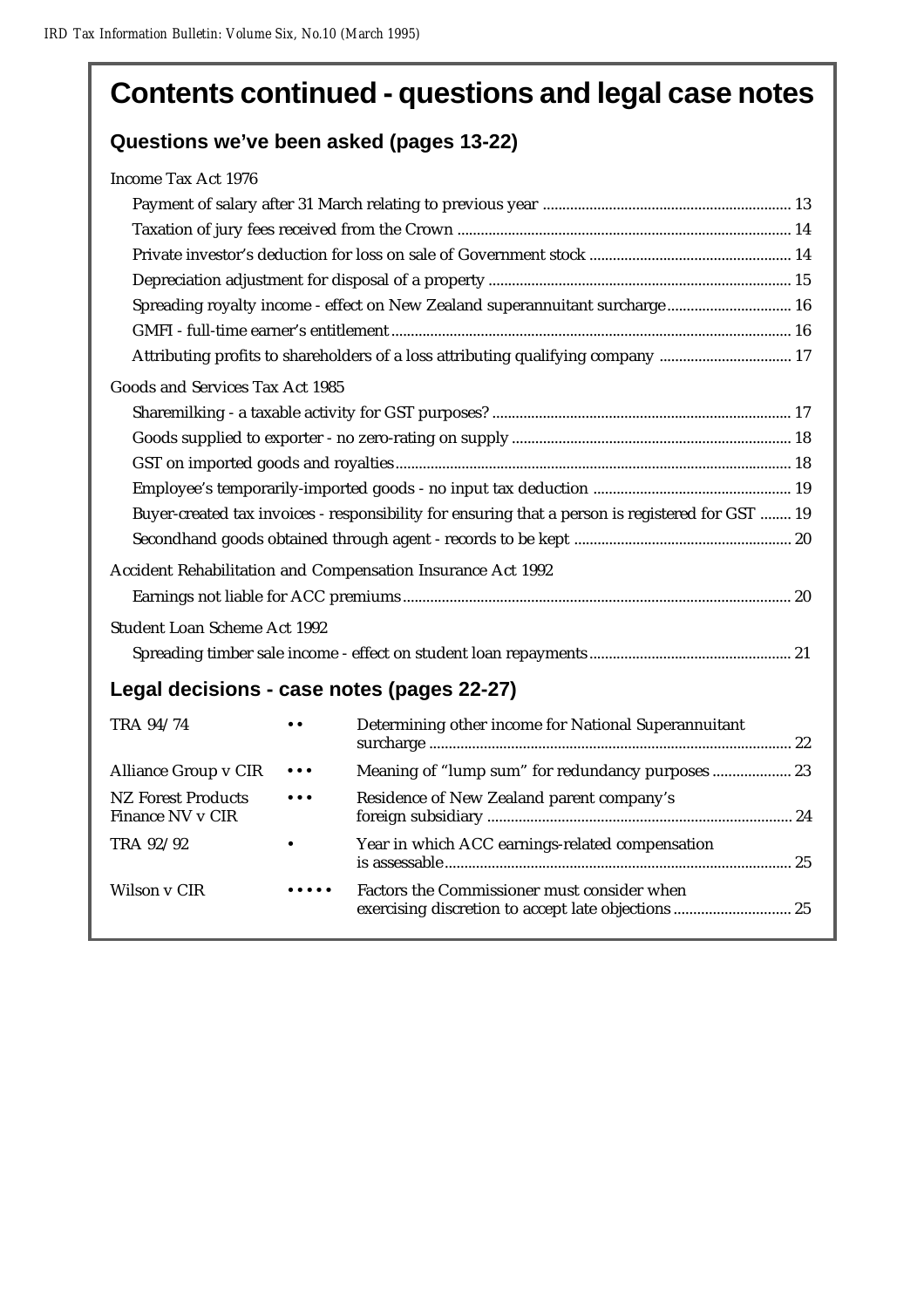# Contents continued - questions and legal case notes

## Questions we've been asked (pages 13-22)

Income Tax Act 1976

- Payment of salary after 31 March relating to previous year ... 13
- Taxation of jury fees received from the Crown ... 14
- Private investor's deduction for loss on sale of Government stock ... 14
- Depreciation adjustment for disposal of a property ... 15
- Spreading royalty income - effect on New Zealand superannuitant surcharge ... 16
- GMFI - full-time earner's entitlement ... 16
- Attributing profits to shareholders of a loss attributing qualifying company ... 17

Goods and Services Tax Act 1985

- Sharemilking - a taxable activity for GST purposes? ... 17
- Goods supplied to exporter - no zero-rating on supply ... 18
- GST on imported goods and royalties ... 18
- Employee's temporarily-imported goods - no input tax deduction ... 19
- Buyer-created tax invoices - responsibility for ensuring that a person is registered for GST ... 19
- Secondhand goods obtained through agent - records to be kept ... 20

Accident Rehabilitation and Compensation Insurance Act 1992

- Earnings not liable for ACC premiums ... 20

Student Loan Scheme Act 1992

- Spreading timber sale income - effect on student loan repayments ... 21

## Legal decisions - case notes (pages 22-27)

| | | | |
|---|---|---|---|
| TRA 94/74 | •• | Determining other income for National Superannuitant surcharge | 22 |
| Alliance Group v CIR | ••• | Meaning of "lump sum" for redundancy purposes | 23 |
| NZ Forest Products Finance NV v CIR | ••• | Residence of New Zealand parent company's foreign subsidiary | 24 |
| TRA 92/92 | • | Year in which ACC earnings-related compensation is assessable | 25 |
| Wilson v CIR | ••••• | Factors the Commissioner must consider when exercising discretion to accept late objections | 25 |